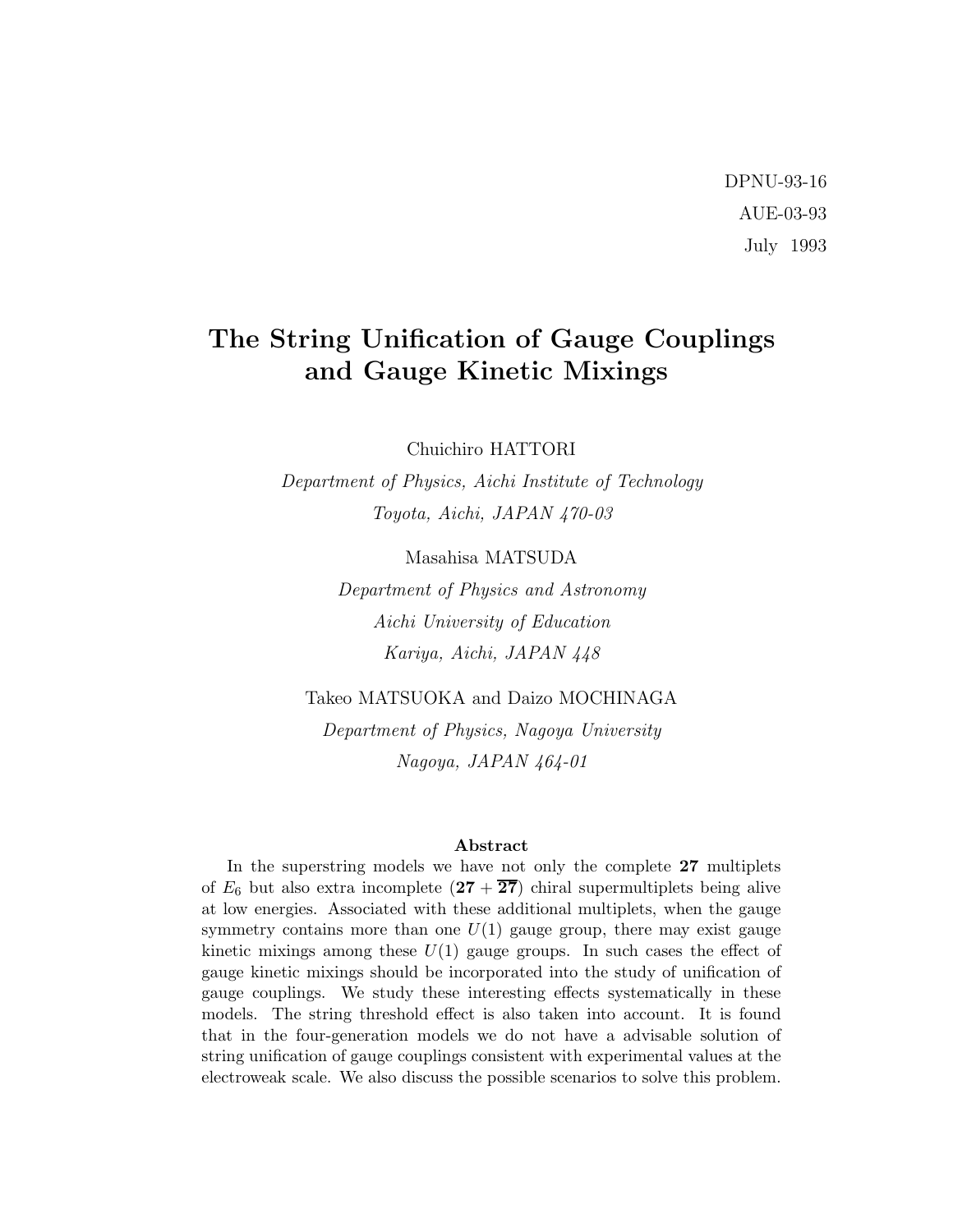DPNU-93-16

AUE-03-93

July 1993

# The String Unification of Gauge Couplings and Gauge Kinetic Mixings

Chuichiro HATTORI

*Department of Physics, Aichi Institute of Technology*

*Toyota, Aichi, JAPAN 470-03*

Masahisa MATSUDA

*Department of Physics and Astronomy*

*Aichi University of Education*

*Kariya, Aichi, JAPAN 448*

Takeo MATSUOKA and Daizo MOCHINAGA

*Department of Physics, Nagoya University*

*Nagoya, JAPAN 464-01*

## Abstract

In the superstring models we have not only the complete **27** multiplets of $E_6$ but also extra incomplete $(\mathbf{27}+\overline{\mathbf{27}})$ chiral supermultiplets being alive at low energies. Associated with these additional multiplets, when the gauge symmetry contains more than one $U(1)$ gauge group, there may exist gauge kinetic mixings among these $U(1)$ gauge groups. In such cases the effect of gauge kinetic mixings should be incorporated into the study of unification of gauge couplings. We study these interesting effects systematically in these models. The string threshold effect is also taken into account. It is found that in the four-generation models we do not have a advisable solution of string unification of gauge couplings consistent with experimental values at the electroweak scale. We also discuss the possible scenarios to solve this problem.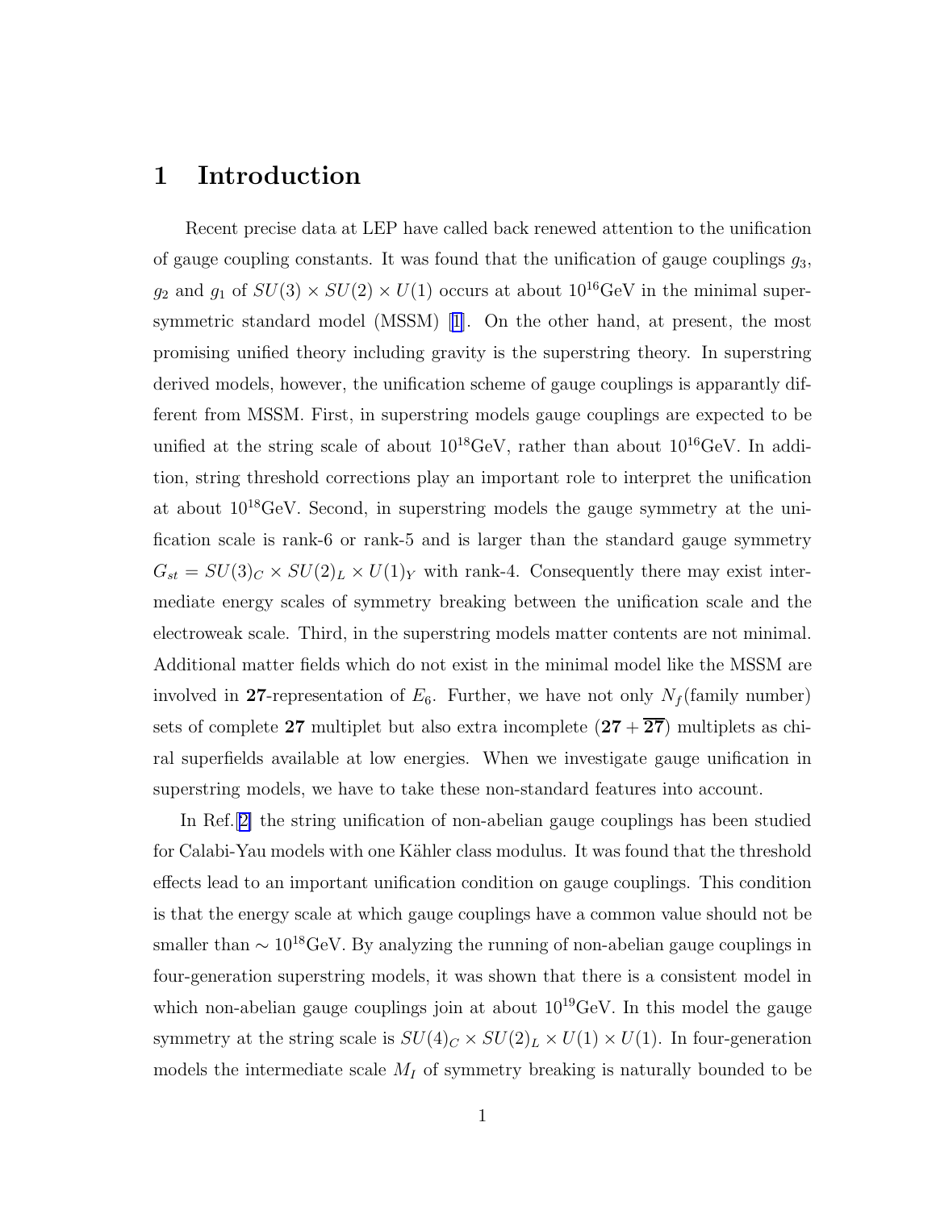# 1 Introduction

Recent precise data at LEP have called back renewed attention to the unification of gauge coupling constants. It was found that the unification of gauge couplings $g_3$, $g_2$ and $g_1$ of $SU(3) \times SU(2) \times U(1)$ occurs at about $10^{16}$GeV in the minimal supersymmetric standard model (MSSM) [1]. On the other hand, at present, the most promising unified theory including gravity is the superstring theory. In superstring derived models, however, the unification scheme of gauge couplings is apparantly different from MSSM. First, in superstring models gauge couplings are expected to be unified at the string scale of about $10^{18}$GeV, rather than about $10^{16}$GeV. In addition, string threshold corrections play an important role to interpret the unification at about $10^{18}$GeV. Second, in superstring models the gauge symmetry at the unification scale is rank-6 or rank-5 and is larger than the standard gauge symmetry $G_{st} = SU(3)_C \times SU(2)_L \times U(1)_Y$ with rank-4. Consequently there may exist intermediate energy scales of symmetry breaking between the unification scale and the electroweak scale. Third, in the superstring models matter contents are not minimal. Additional matter fields which do not exist in the minimal model like the MSSM are involved in **27**-representation of $E_6$. Further, we have not only $N_f$(family number) sets of complete **27** multiplet but also extra incomplete $(\mathbf{27} + \overline{\mathbf{27}})$ multiplets as chiral superfields available at low energies. When we investigate gauge unification in superstring models, we have to take these non-standard features into account.

In Ref.[2] the string unification of non-abelian gauge couplings has been studied for Calabi-Yau models with one Kähler class modulus. It was found that the threshold effects lead to an important unification condition on gauge couplings. This condition is that the energy scale at which gauge couplings have a common value should not be smaller than $\sim 10^{18}$GeV. By analyzing the running of non-abelian gauge couplings in four-generation superstring models, it was shown that there is a consistent model in which non-abelian gauge couplings join at about $10^{19}$GeV. In this model the gauge symmetry at the string scale is $SU(4)_C \times SU(2)_L \times U(1) \times U(1)$. In four-generation models the intermediate scale $M_I$ of symmetry breaking is naturally bounded to be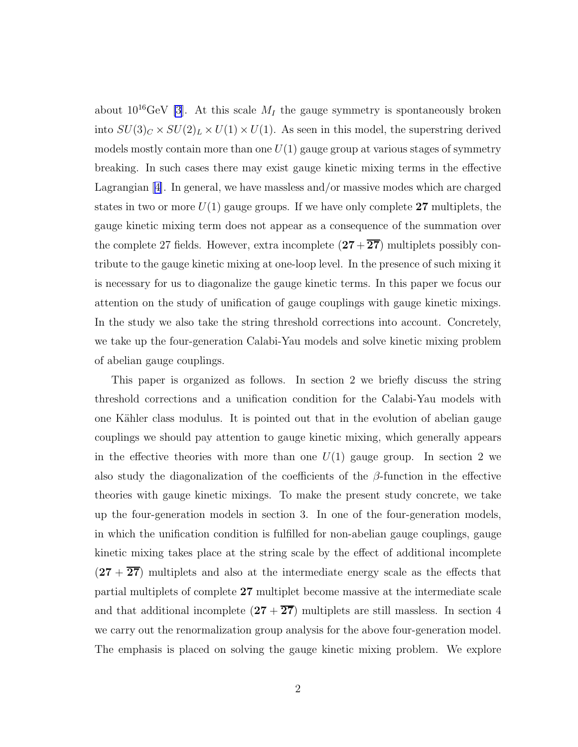about $10^{16}$GeV [3]. At this scale $M_I$ the gauge symmetry is spontaneously broken into $SU(3)_C \times SU(2)_L \times U(1) \times U(1)$. As seen in this model, the superstring derived models mostly contain more than one $U(1)$ gauge group at various stages of symmetry breaking. In such cases there may exist gauge kinetic mixing terms in the effective Lagrangian [4]. In general, we have massless and/or massive modes which are charged states in two or more $U(1)$ gauge groups. If we have only complete **27** multiplets, the gauge kinetic mixing term does not appear as a consequence of the summation over the complete 27 fields. However, extra incomplete $(\mathbf{27}+\overline{\mathbf{27}})$ multiplets possibly contribute to the gauge kinetic mixing at one-loop level. In the presence of such mixing it is necessary for us to diagonalize the gauge kinetic terms. In this paper we focus our attention on the study of unification of gauge couplings with gauge kinetic mixings. In the study we also take the string threshold corrections into account. Concretely, we take up the four-generation Calabi-Yau models and solve kinetic mixing problem of abelian gauge couplings.

This paper is organized as follows. In section 2 we briefly discuss the string threshold corrections and a unification condition for the Calabi-Yau models with one Kähler class modulus. It is pointed out that in the evolution of abelian gauge couplings we should pay attention to gauge kinetic mixing, which generally appears in the effective theories with more than one $U(1)$ gauge group. In section 2 we also study the diagonalization of the coefficients of the $\beta$-function in the effective theories with gauge kinetic mixings. To make the present study concrete, we take up the four-generation models in section 3. In one of the four-generation models, in which the unification condition is fulfilled for non-abelian gauge couplings, gauge kinetic mixing takes place at the string scale by the effect of additional incomplete $(\mathbf{27}+\overline{\mathbf{27}})$ multiplets and also at the intermediate energy scale as the effects that partial multiplets of complete **27** multiplet become massive at the intermediate scale and that additional incomplete $(\mathbf{27}+\overline{\mathbf{27}})$ multiplets are still massless. In section 4 we carry out the renormalization group analysis for the above four-generation model. The emphasis is placed on solving the gauge kinetic mixing problem. We explore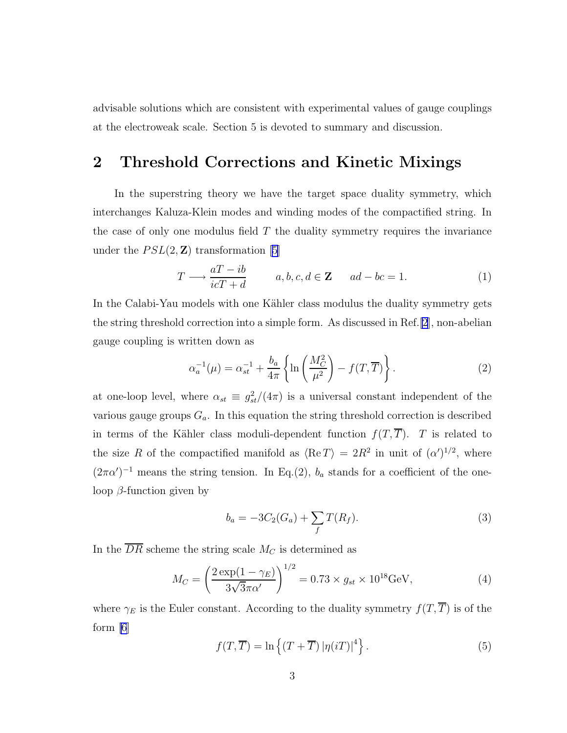advisable solutions which are consistent with experimental values of gauge couplings at the electroweak scale. Section 5 is devoted to summary and discussion.

## 2 Threshold Corrections and Kinetic Mixings

In the superstring theory we have the target space duality symmetry, which interchanges Kaluza-Klein modes and winding modes of the compactified string. In the case of only one modulus field $T$ the duality symmetry requires the invariance under the $PSL(2, \mathbf{Z})$ transformation [5]

$$T \longrightarrow \frac{aT - ib}{icT + d} \qquad a, b, c, d \in \mathbf{Z} \qquad ad - bc = 1. \tag{1}$$

In the Calabi-Yau models with one Kähler class modulus the duality symmetry gets the string threshold correction into a simple form. As discussed in Ref.[2], non-abelian gauge coupling is written down as

$$\alpha_a^{-1}(\mu) = \alpha_{st}^{-1} + \frac{b_a}{4\pi} \left\{ \ln \left( \frac{M_C^2}{\mu^2} \right) - f(T, \overline{T}) \right\}. \tag{2}$$

at one-loop level, where $\alpha_{st} \equiv g_{st}^2/(4\pi)$ is a universal constant independent of the various gauge groups $G_a$. In this equation the string threshold correction is described in terms of the Kähler class moduli-dependent function $f(T, \overline{T})$. $T$ is related to the size $R$ of the compactified manifold as $\langle \mathrm{Re}\, T \rangle = 2R^2$ in unit of $(\alpha')^{1/2}$, where $(2\pi\alpha')^{-1}$ means the string tension. In Eq.(2), $b_a$ stands for a coefficient of the one-loop $\beta$-function given by

$$b_a = -3C_2(G_a) + \sum_f T(R_f). \tag{3}$$

In the $\overline{DR}$ scheme the string scale $M_C$ is determined as

$$M_C = \left( \frac{2 \exp(1 - \gamma_E)}{3\sqrt{3}\pi\alpha'} \right)^{1/2} = 0.73 \times g_{st} \times 10^{18} \mathrm{GeV}, \tag{4}$$

where $\gamma_E$ is the Euler constant. According to the duality symmetry $f(T, \overline{T})$ is of the form [6]

$$f(T, \overline{T}) = \ln \left\{ (T + \overline{T}) \left| \eta(iT) \right|^4 \right\}. \tag{5}$$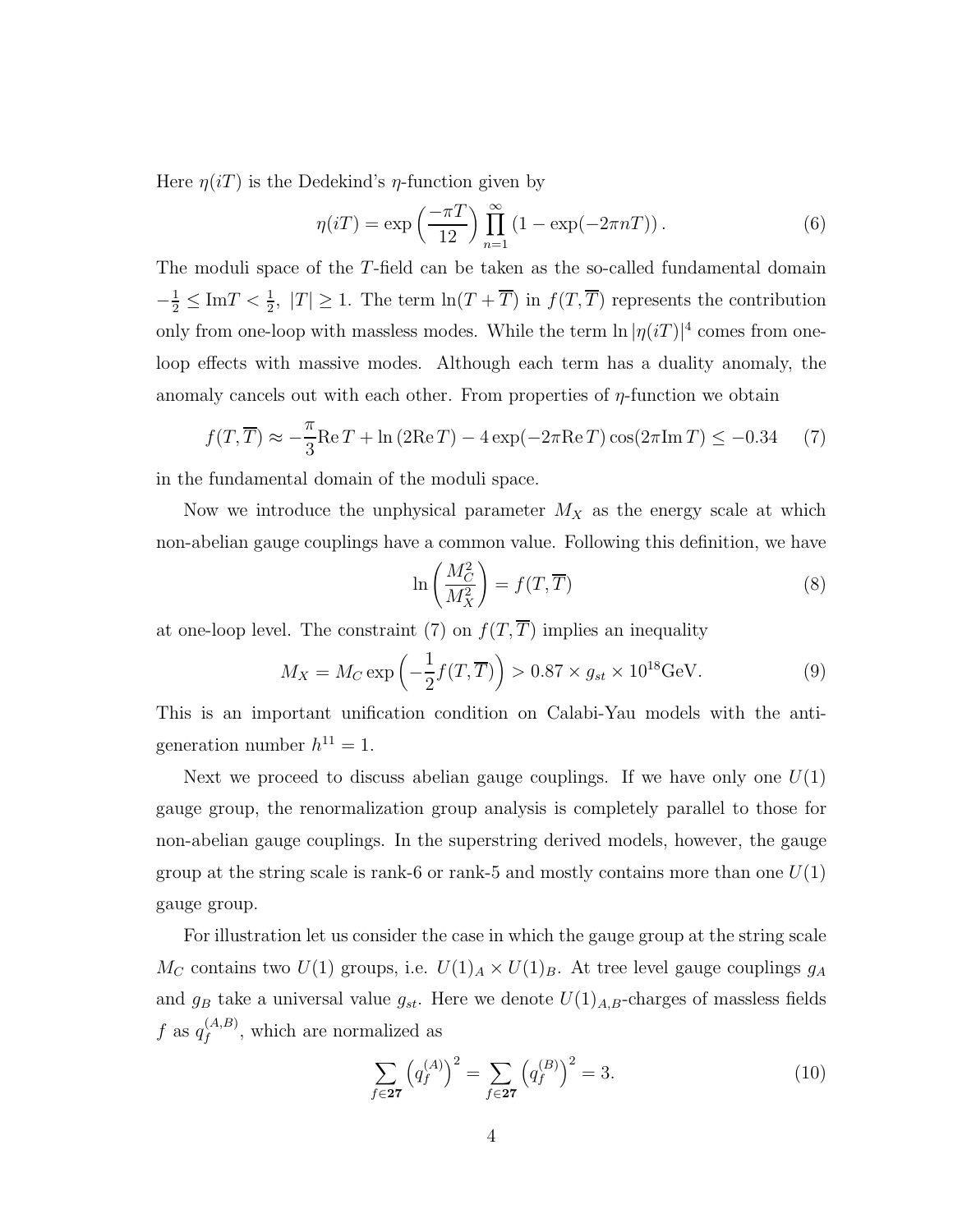Here $\eta(iT)$ is the Dedekind's $\eta$-function given by

$$\eta(iT) = \exp\left(\frac{-\pi T}{12}\right) \prod_{n=1}^{\infty} \left(1 - \exp(-2\pi n T)\right). \tag{6}$$

The moduli space of the $T$-field can be taken as the so-called fundamental domain $-\frac{1}{2} \leq \mathrm{Im}T < \frac{1}{2},\ |T| \geq 1$. The term $\ln(T + \overline{T})$ in $f(T, \overline{T})$ represents the contribution only from one-loop with massless modes. While the term $\ln|\eta(iT)|^4$ comes from one-loop effects with massive modes. Although each term has a duality anomaly, the anomaly cancels out with each other. From properties of $\eta$-function we obtain

$$f(T, \overline{T}) \approx -\frac{\pi}{3}\mathrm{Re}\, T + \ln(2\mathrm{Re}\, T) - 4\exp(-2\pi \mathrm{Re}\, T)\cos(2\pi \mathrm{Im}\, T) \leq -0.34 \tag{7}$$

in the fundamental domain of the moduli space.

Now we introduce the unphysical parameter $M_X$ as the energy scale at which non-abelian gauge couplings have a common value. Following this definition, we have

$$\ln\left(\frac{M_C^2}{M_X^2}\right) = f(T, \overline{T}) \tag{8}$$

at one-loop level. The constraint (7) on $f(T, \overline{T})$ implies an inequality

$$M_X = M_C \exp\left(-\frac{1}{2} f(T, \overline{T})\right) > 0.87 \times g_{st} \times 10^{18}\mathrm{GeV}. \tag{9}$$

This is an important unification condition on Calabi-Yau models with the anti-generation number $h^{11} = 1$.

Next we proceed to discuss abelian gauge couplings. If we have only one $U(1)$ gauge group, the renormalization group analysis is completely parallel to those for non-abelian gauge couplings. In the superstring derived models, however, the gauge group at the string scale is rank-6 or rank-5 and mostly contains more than one $U(1)$ gauge group.

For illustration let us consider the case in which the gauge group at the string scale $M_C$ contains two $U(1)$ groups, i.e. $U(1)_A \times U(1)_B$. At tree level gauge couplings $g_A$ and $g_B$ take a universal value $g_{st}$. Here we denote $U(1)_{A,B}$-charges of massless fields $f$ as $q_f^{(A,B)}$, which are normalized as

$$\sum_{f \in \mathbf{27}} \left(q_f^{(A)}\right)^2 = \sum_{f \in \mathbf{27}} \left(q_f^{(B)}\right)^2 = 3. \tag{10}$$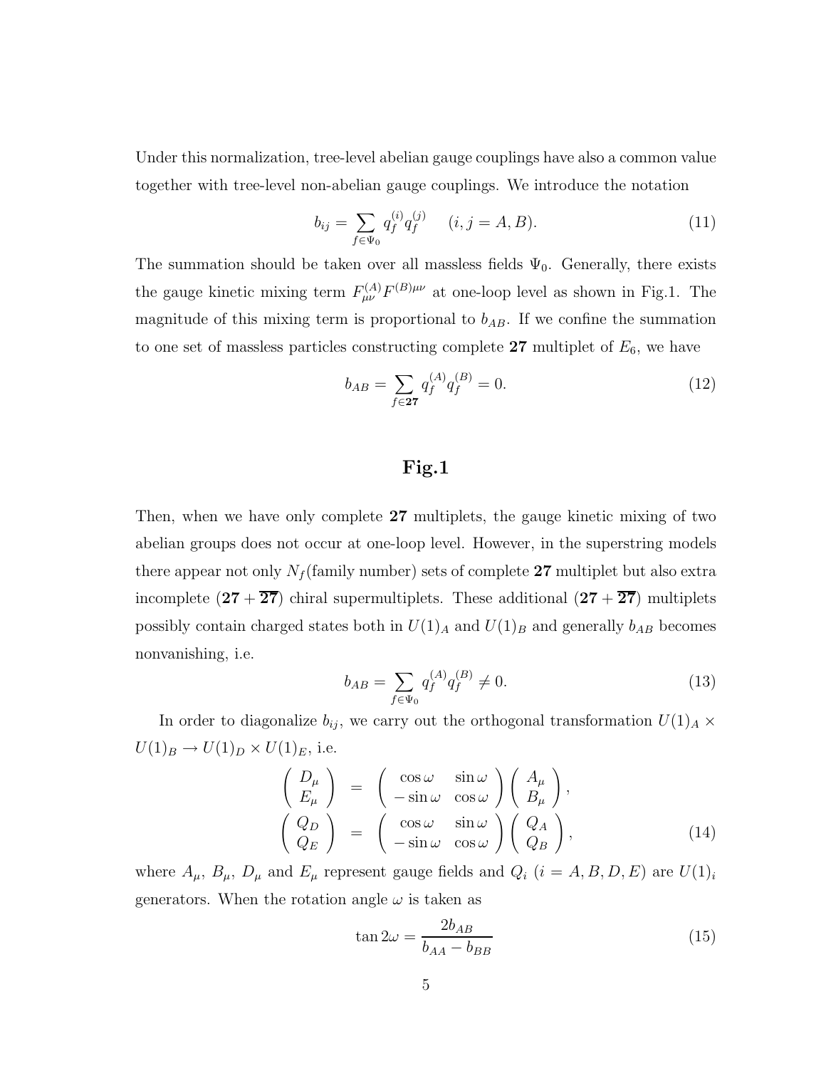Under this normalization, tree-level abelian gauge couplings have also a common value together with tree-level non-abelian gauge couplings. We introduce the notation

$$b_{ij} = \sum_{f \in \Psi_0} q_f^{(i)} q_f^{(j)} \qquad (i, j = A, B). \tag{11}$$

The summation should be taken over all massless fields $\Psi_0$. Generally, there exists the gauge kinetic mixing term $F_{\mu\nu}^{(A)} F^{(B)\mu\nu}$ at one-loop level as shown in Fig.1. The magnitude of this mixing term is proportional to $b_{AB}$. If we confine the summation to one set of massless particles constructing complete **27** multiplet of $E_6$, we have

$$b_{AB} = \sum_{f \in \mathbf{27}} q_f^{(A)} q_f^{(B)} = 0. \tag{12}$$

**Fig.1**

Then, when we have only complete **27** multiplets, the gauge kinetic mixing of two abelian groups does not occur at one-loop level. However, in the superstring models there appear not only $N_f$(family number) sets of complete **27** multiplet but also extra incomplete $(\mathbf{27} + \overline{\mathbf{27}})$ chiral supermultiplets. These additional $(\mathbf{27} + \overline{\mathbf{27}})$ multiplets possibly contain charged states both in $U(1)_A$ and $U(1)_B$ and generally $b_{AB}$ becomes nonvanishing, i.e.

$$b_{AB} = \sum_{f \in \Psi_0} q_f^{(A)} q_f^{(B)} \neq 0. \tag{13}$$

In order to diagonalize $b_{ij}$, we carry out the orthogonal transformation $U(1)_A \times U(1)_B \to U(1)_D \times U(1)_E$, i.e.

$$\begin{aligned}
\begin{pmatrix} D_\mu \\ E_\mu \end{pmatrix} &= \begin{pmatrix} \cos\omega & \sin\omega \\ -\sin\omega & \cos\omega \end{pmatrix} \begin{pmatrix} A_\mu \\ B_\mu \end{pmatrix}, \\
\begin{pmatrix} Q_D \\ Q_E \end{pmatrix} &= \begin{pmatrix} \cos\omega & \sin\omega \\ -\sin\omega & \cos\omega \end{pmatrix} \begin{pmatrix} Q_A \\ Q_B \end{pmatrix},
\end{aligned} \tag{14}$$

where $A_\mu$, $B_\mu$, $D_\mu$ and $E_\mu$ represent gauge fields and $Q_i$ $(i = A, B, D, E)$ are $U(1)_i$ generators. When the rotation angle $\omega$ is taken as

$$\tan 2\omega = \frac{2b_{AB}}{b_{AA} - b_{BB}} \tag{15}$$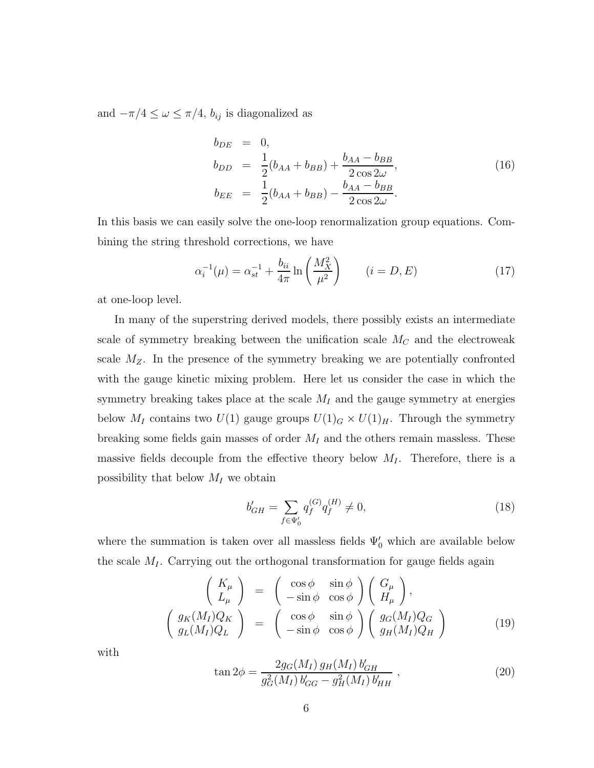and $-\pi/4 \leq \omega \leq \pi/4$, $b_{ij}$ is diagonalized as

$$
\begin{aligned}
b_{DE} &= 0, \\
b_{DD} &= \frac{1}{2}(b_{AA} + b_{BB}) + \frac{b_{AA} - b_{BB}}{2\cos 2\omega}, \\
b_{EE} &= \frac{1}{2}(b_{AA} + b_{BB}) - \frac{b_{AA} - b_{BB}}{2\cos 2\omega}.
\end{aligned}
\tag{16}
$$

In this basis we can easily solve the one-loop renormalization group equations. Combining the string threshold corrections, we have

$$
\alpha_i^{-1}(\mu) = \alpha_{st}^{-1} + \frac{b_{ii}}{4\pi} \ln\left(\frac{M_X^2}{\mu^2}\right) \qquad (i = D, E) \tag{17}
$$

at one-loop level.

In many of the superstring derived models, there possibly exists an intermediate scale of symmetry breaking between the unification scale $M_C$ and the electroweak scale $M_Z$. In the presence of the symmetry breaking we are potentially confronted with the gauge kinetic mixing problem. Here let us consider the case in which the symmetry breaking takes place at the scale $M_I$ and the gauge symmetry at energies below $M_I$ contains two $U(1)$ gauge groups $U(1)_G \times U(1)_H$. Through the symmetry breaking some fields gain masses of order $M_I$ and the others remain massless. These massive fields decouple from the effective theory below $M_I$. Therefore, there is a possibility that below $M_I$ we obtain

$$
b'_{GH} = \sum_{f \in \Psi'_0} q_f^{(G)} q_f^{(H)} \neq 0, \tag{18}
$$

where the summation is taken over all massless fields $\Psi'_0$ which are available below the scale $M_I$. Carrying out the orthogonal transformation for gauge fields again

$$
\begin{aligned}
\begin{pmatrix} K_\mu \\ L_\mu \end{pmatrix} &= \begin{pmatrix} \cos\phi & \sin\phi \\ -\sin\phi & \cos\phi \end{pmatrix} \begin{pmatrix} G_\mu \\ H_\mu \end{pmatrix}, \\
\begin{pmatrix} g_K(M_I) Q_K \\ g_L(M_I) Q_L \end{pmatrix} &= \begin{pmatrix} \cos\phi & \sin\phi \\ -\sin\phi & \cos\phi \end{pmatrix} \begin{pmatrix} g_G(M_I) Q_G \\ g_H(M_I) Q_H \end{pmatrix}
\end{aligned}
\tag{19}
$$

with

$$
\tan 2\phi = \frac{2 g_G(M_I)\, g_H(M_I)\, b'_{GH}}{g_G^2(M_I)\, b'_{GG} - g_H^2(M_I)\, b'_{HH}} , \tag{20}
$$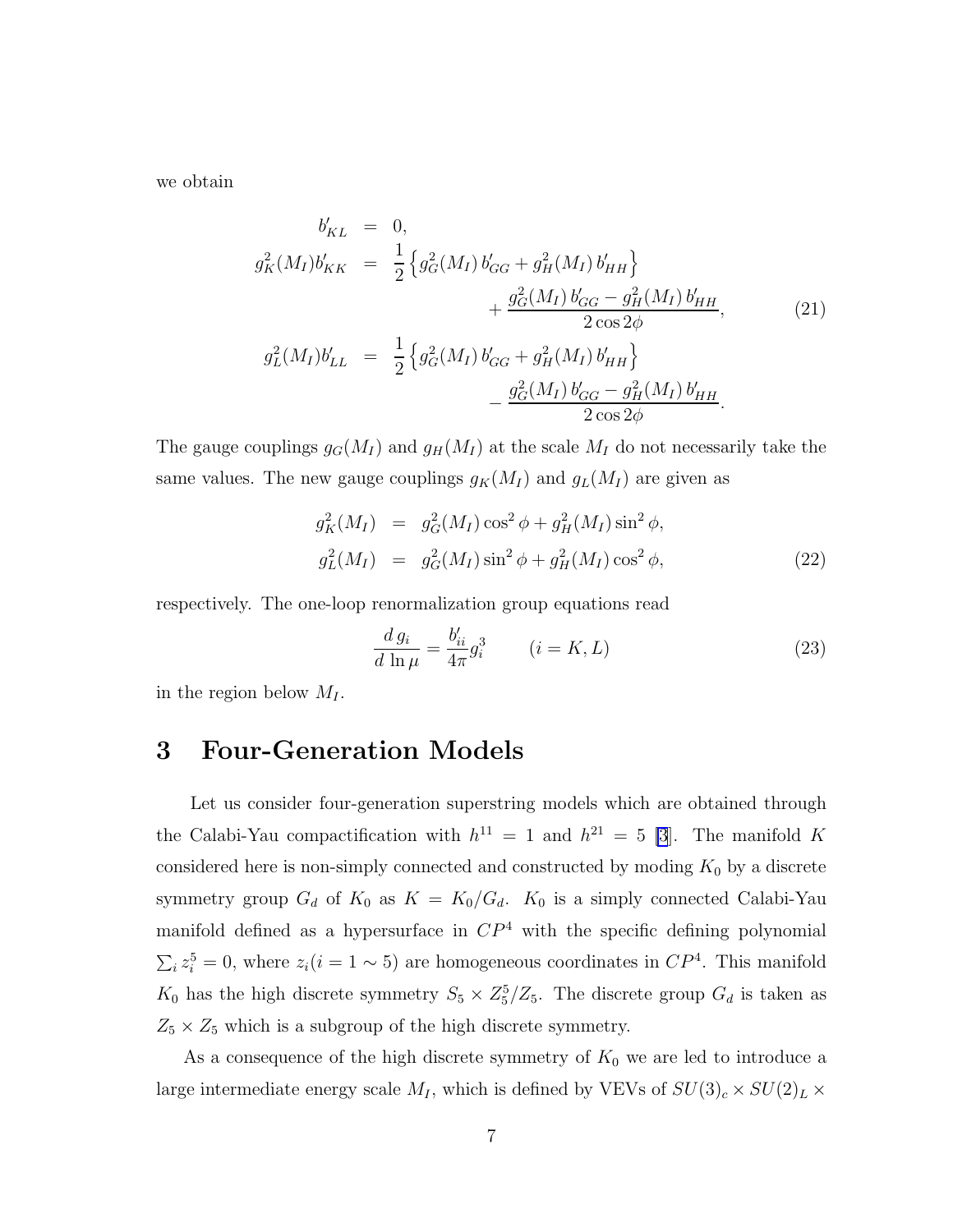we obtain

$$
\begin{aligned}
b'_{KL} &= 0, \\
g_K^2(M_I) b'_{KK} &= \frac{1}{2}\left\{ g_G^2(M_I)\, b'_{GG} + g_H^2(M_I)\, b'_{HH} \right\} \\
&\qquad + \frac{g_G^2(M_I)\, b'_{GG} - g_H^2(M_I)\, b'_{HH}}{2\cos 2\phi}, \\
g_L^2(M_I) b'_{LL} &= \frac{1}{2}\left\{ g_G^2(M_I)\, b'_{GG} + g_H^2(M_I)\, b'_{HH} \right\} \\
&\qquad - \frac{g_G^2(M_I)\, b'_{GG} - g_H^2(M_I)\, b'_{HH}}{2\cos 2\phi}.
\end{aligned}
\tag{21}
$$

The gauge couplings $g_G(M_I)$ and $g_H(M_I)$ at the scale $M_I$ do not necessarily take the same values. The new gauge couplings $g_K(M_I)$ and $g_L(M_I)$ are given as

$$
\begin{aligned}
g_K^2(M_I) &= g_G^2(M_I)\cos^2\phi + g_H^2(M_I)\sin^2\phi, \\
g_L^2(M_I) &= g_G^2(M_I)\sin^2\phi + g_H^2(M_I)\cos^2\phi,
\end{aligned}
\tag{22}
$$

respectively. The one-loop renormalization group equations read

$$
\frac{d\, g_i}{d\, \ln\mu} = \frac{b'_{ii}}{4\pi} g_i^3 \qquad (i = K, L)
\tag{23}
$$

in the region below $M_I$.

# 3 Four-Generation Models

Let us consider four-generation superstring models which are obtained through the Calabi-Yau compactification with $h^{11} = 1$ and $h^{21} = 5$ [3]. The manifold $K$ considered here is non-simply connected and constructed by moding $K_0$ by a discrete symmetry group $G_d$ of $K_0$ as $K = K_0/G_d$. $K_0$ is a simply connected Calabi-Yau manifold defined as a hypersurface in $CP^4$ with the specific defining polynomial $\sum_i z_i^5 = 0$, where $z_i (i = 1 \sim 5)$ are homogeneous coordinates in $CP^4$. This manifold $K_0$ has the high discrete symmetry $S_5 \times Z_5^5/Z_5$. The discrete group $G_d$ is taken as $Z_5 \times Z_5$ which is a subgroup of the high discrete symmetry.

As a consequence of the high discrete symmetry of $K_0$ we are led to introduce a large intermediate energy scale $M_I$, which is defined by VEVs of $SU(3)_c \times SU(2)_L \times$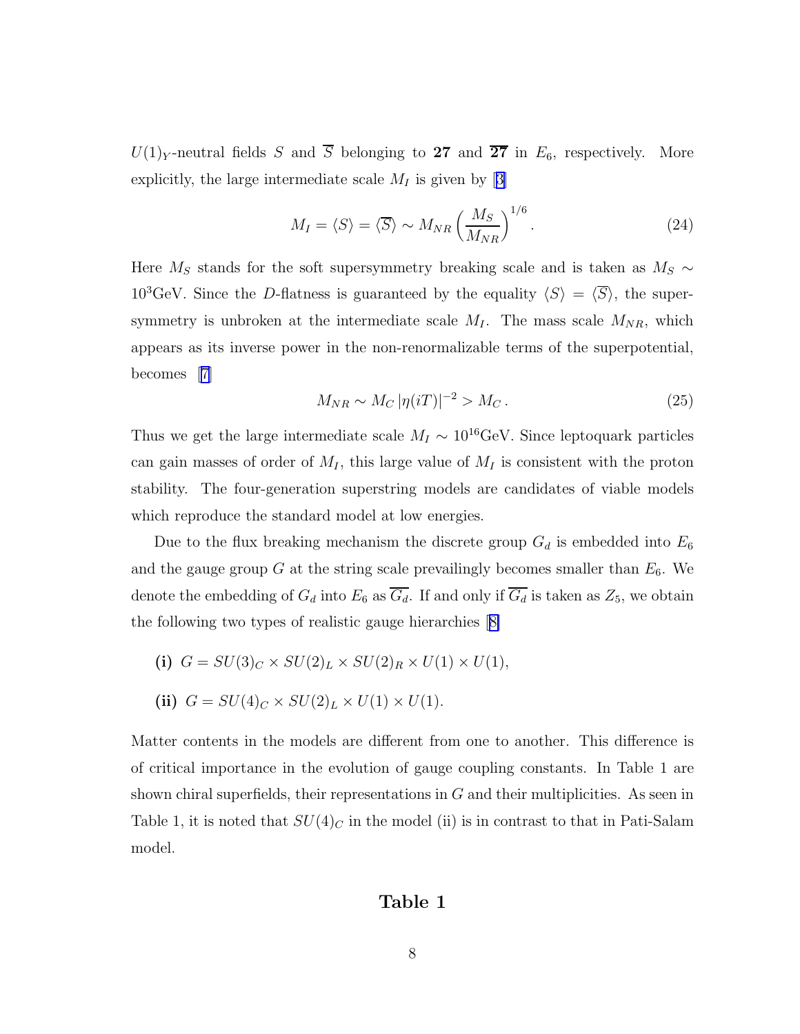$U(1)_Y$-neutral fields $S$ and $\overline{S}$ belonging to **27** and $\overline{\mathbf{27}}$ in $E_6$, respectively. More explicitly, the large intermediate scale $M_I$ is given by [3]

$$M_I = \langle S \rangle = \langle \overline{S} \rangle \sim M_{NR} \left( \frac{M_S}{M_{NR}} \right)^{1/6}. \tag{24}$$

Here $M_S$ stands for the soft supersymmetry breaking scale and is taken as $M_S \sim 10^3$GeV. Since the $D$-flatness is guaranteed by the equality $\langle S \rangle = \langle \overline{S} \rangle$, the supersymmetry is unbroken at the intermediate scale $M_I$. The mass scale $M_{NR}$, which appears as its inverse power in the non-renormalizable terms of the superpotential, becomes [7]

$$M_{NR} \sim M_C \, |\eta(iT)|^{-2} > M_C \,. \tag{25}$$

Thus we get the large intermediate scale $M_I \sim 10^{16}$GeV. Since leptoquark particles can gain masses of order of $M_I$, this large value of $M_I$ is consistent with the proton stability. The four-generation superstring models are candidates of viable models which reproduce the standard model at low energies.

Due to the flux breaking mechanism the discrete group $G_d$ is embedded into $E_6$ and the gauge group $G$ at the string scale prevailingly becomes smaller than $E_6$. We denote the embedding of $G_d$ into $E_6$ as $\overline{G_d}$. If and only if $\overline{G_d}$ is taken as $Z_5$, we obtain the following two types of realistic gauge hierarchies [8]

**(i)** $G = SU(3)_C \times SU(2)_L \times SU(2)_R \times U(1) \times U(1)$,

**(ii)** $G = SU(4)_C \times SU(2)_L \times U(1) \times U(1)$.

Matter contents in the models are different from one to another. This difference is of critical importance in the evolution of gauge coupling constants. In Table 1 are shown chiral superfields, their representations in $G$ and their multiplicities. As seen in Table 1, it is noted that $SU(4)_C$ in the model (ii) is in contrast to that in Pati-Salam model.

## Table 1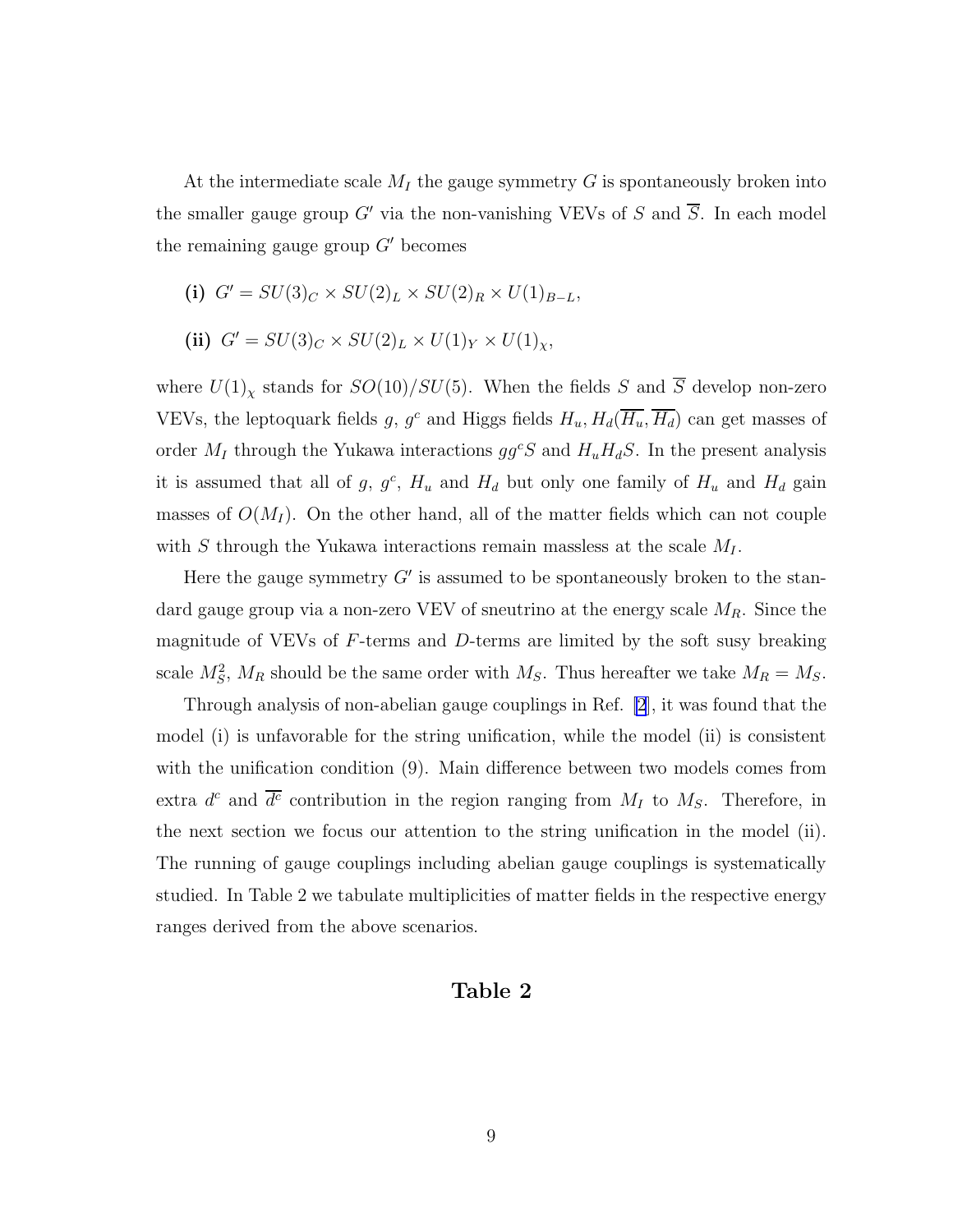At the intermediate scale $M_I$ the gauge symmetry $G$ is spontaneously broken into the smaller gauge group $G'$ via the non-vanishing VEVs of $S$ and $\overline{S}$. In each model the remaining gauge group $G'$ becomes

**(i)** $G' = SU(3)_C \times SU(2)_L \times SU(2)_R \times U(1)_{B-L}$,

**(ii)** $G' = SU(3)_C \times SU(2)_L \times U(1)_Y \times U(1)_\chi$,

where $U(1)_\chi$ stands for $SO(10)/SU(5)$. When the fields $S$ and $\overline{S}$ develop non-zero VEVs, the leptoquark fields $g$, $g^c$ and Higgs fields $H_u, H_d(\overline{H_u}, \overline{H_d})$ can get masses of order $M_I$ through the Yukawa interactions $gg^cS$ and $H_uH_dS$. In the present analysis it is assumed that all of $g$, $g^c$, $H_u$ and $H_d$ but only one family of $H_u$ and $H_d$ gain masses of $O(M_I)$. On the other hand, all of the matter fields which can not couple with $S$ through the Yukawa interactions remain massless at the scale $M_I$.

Here the gauge symmetry $G'$ is assumed to be spontaneously broken to the standard gauge group via a non-zero VEV of sneutrino at the energy scale $M_R$. Since the magnitude of VEVs of $F$-terms and $D$-terms are limited by the soft susy breaking scale $M_S^2$, $M_R$ should be the same order with $M_S$. Thus hereafter we take $M_R = M_S$.

Through analysis of non-abelian gauge couplings in Ref. [2], it was found that the model (i) is unfavorable for the string unification, while the model (ii) is consistent with the unification condition (9). Main difference between two models comes from extra $d^c$ and $\overline{d^c}$ contribution in the region ranging from $M_I$ to $M_S$. Therefore, in the next section we focus our attention to the string unification in the model (ii). The running of gauge couplings including abelian gauge couplings is systematically studied. In Table 2 we tabulate multiplicities of matter fields in the respective energy ranges derived from the above scenarios.

**Table 2**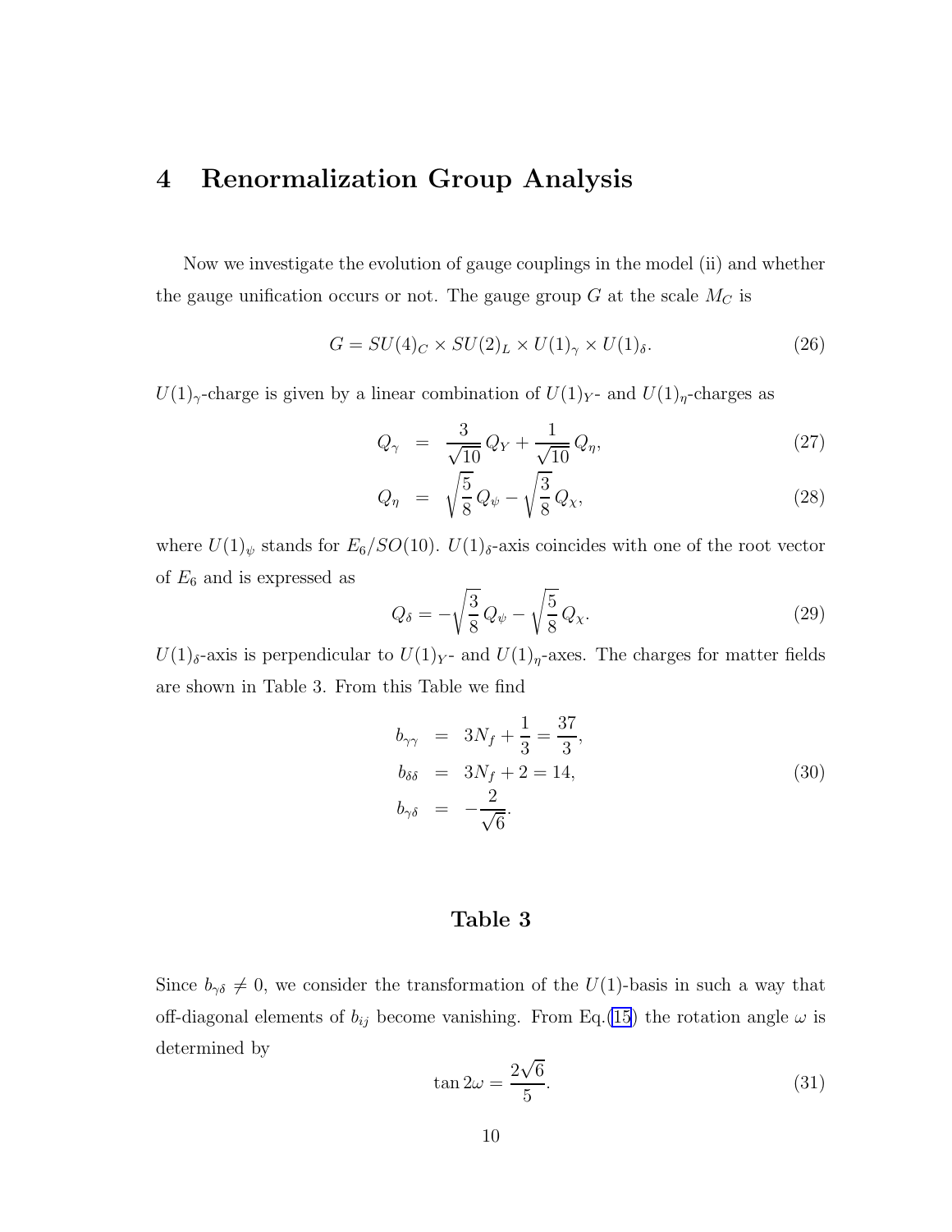## 4 Renormalization Group Analysis

Now we investigate the evolution of gauge couplings in the model (ii) and whether the gauge unification occurs or not. The gauge group $G$ at the scale $M_C$ is

$$G = SU(4)_C \times SU(2)_L \times U(1)_\gamma \times U(1)_\delta. \tag{26}$$

$U(1)_\gamma$-charge is given by a linear combination of $U(1)_Y$- and $U(1)_\eta$-charges as

$$Q_\gamma = \frac{3}{\sqrt{10}}\, Q_Y + \frac{1}{\sqrt{10}}\, Q_\eta, \tag{27}$$

$$Q_\eta = \sqrt{\frac{5}{8}}\, Q_\psi - \sqrt{\frac{3}{8}}\, Q_\chi, \tag{28}$$

where $U(1)_\psi$ stands for $E_6/SO(10)$. $U(1)_\delta$-axis coincides with one of the root vector of $E_6$ and is expressed as

$$Q_\delta = -\sqrt{\frac{3}{8}}\, Q_\psi - \sqrt{\frac{5}{8}}\, Q_\chi. \tag{29}$$

$U(1)_\delta$-axis is perpendicular to $U(1)_Y$- and $U(1)_\eta$-axes. The charges for matter fields are shown in Table 3. From this Table we find

$$\begin{aligned} b_{\gamma\gamma} &= 3N_f + \frac{1}{3} = \frac{37}{3}, \\ b_{\delta\delta} &= 3N_f + 2 = 14, \\ b_{\gamma\delta} &= -\frac{2}{\sqrt{6}}. \end{aligned} \tag{30}$$

**Table 3**

Since $b_{\gamma\delta} \neq 0$, we consider the transformation of the $U(1)$-basis in such a way that off-diagonal elements of $b_{ij}$ become vanishing. From Eq.(15) the rotation angle $\omega$ is determined by

$$\tan 2\omega = \frac{2\sqrt{6}}{5}. \tag{31}$$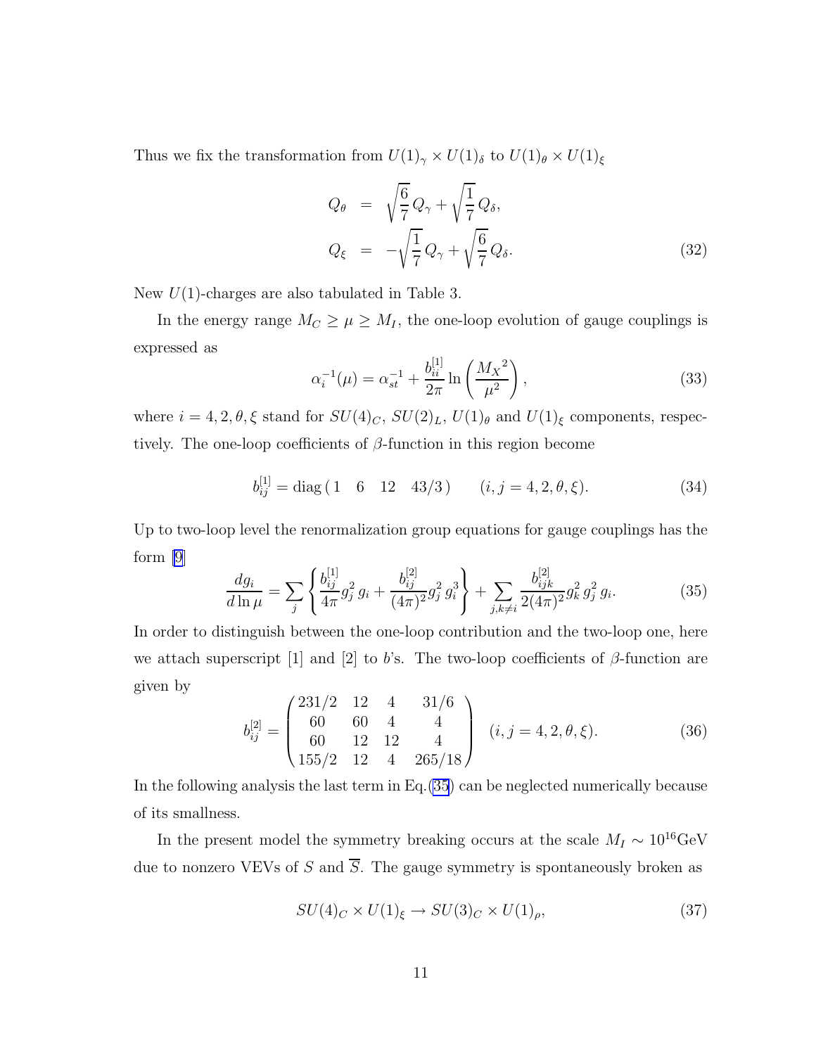Thus we fix the transformation from $U(1)_\gamma \times U(1)_\delta$ to $U(1)_\theta \times U(1)_\xi$

$$
\begin{aligned}
Q_\theta &= \sqrt{\frac{6}{7}}\, Q_\gamma + \sqrt{\frac{1}{7}}\, Q_\delta, \\
Q_\xi &= -\sqrt{\frac{1}{7}}\, Q_\gamma + \sqrt{\frac{6}{7}}\, Q_\delta.
\end{aligned} \tag{32}
$$

New $U(1)$-charges are also tabulated in Table 3.

In the energy range $M_C \geq \mu \geq M_I$, the one-loop evolution of gauge couplings is expressed as

$$
\alpha_i^{-1}(\mu) = \alpha_{st}^{-1} + \frac{b_{ii}^{[1]}}{2\pi} \ln\left(\frac{{M_X}^2}{\mu^2}\right), \tag{33}
$$

where $i = 4, 2, \theta, \xi$ stand for $SU(4)_C$, $SU(2)_L$, $U(1)_\theta$ and $U(1)_\xi$ components, respectively. The one-loop coefficients of $\beta$-function in this region become

$$
b_{ij}^{[1]} = \mathrm{diag}\,(\,1 \quad 6 \quad 12 \quad 43/3\,) \qquad (i, j = 4, 2, \theta, \xi). \tag{34}
$$

Up to two-loop level the renormalization group equations for gauge couplings has the form [9]

$$
\frac{d g_i}{d \ln \mu} = \sum_j \left\{ \frac{b_{ij}^{[1]}}{4\pi} g_j^2\, g_i + \frac{b_{ij}^{[2]}}{(4\pi)^2} g_j^2\, g_i^3 \right\} + \sum_{j,k \neq i} \frac{b_{ijk}^{[2]}}{2(4\pi)^2} g_k^2\, g_j^2\, g_i. \tag{35}
$$

In order to distinguish between the one-loop contribution and the two-loop one, here we attach superscript [1] and [2] to $b$'s. The two-loop coefficients of $\beta$-function are given by

$$
b_{ij}^{[2]} = \begin{pmatrix} 231/2 & 12 & 4 & 31/6 \\ 60 & 60 & 4 & 4 \\ 60 & 12 & 12 & 4 \\ 155/2 & 12 & 4 & 265/18 \end{pmatrix} \quad (i, j = 4, 2, \theta, \xi). \tag{36}
$$

In the following analysis the last term in Eq.(35) can be neglected numerically because of its smallness.

In the present model the symmetry breaking occurs at the scale $M_I \sim 10^{16}\mathrm{GeV}$ due to nonzero VEVs of $S$ and $\overline{S}$. The gauge symmetry is spontaneously broken as

$$
SU(4)_C \times U(1)_\xi \rightarrow SU(3)_C \times U(1)_\rho, \tag{37}
$$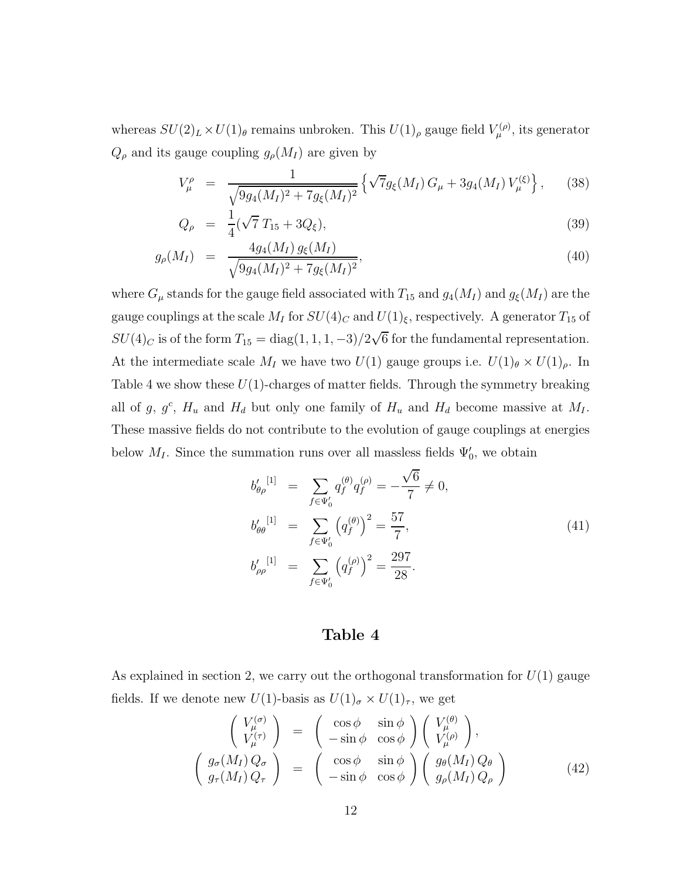whereas $SU(2)_L \times U(1)_\theta$ remains unbroken. This $U(1)_\rho$ gauge field $V_\mu^{(\rho)}$, its generator $Q_\rho$ and its gauge coupling $g_\rho(M_I)$ are given by

$$
\begin{aligned}
V_\mu^\rho &= \frac{1}{\sqrt{9g_4(M_I)^2 + 7g_\xi(M_I)^2}} \left\{ \sqrt{7} g_\xi(M_I)\, G_\mu + 3g_4(M_I)\, V_\mu^{(\xi)} \right\}, \qquad (38)\\
Q_\rho &= \frac{1}{4}(\sqrt{7}\; T_{15} + 3Q_\xi), \qquad (39)\\
g_\rho(M_I) &= \frac{4g_4(M_I)\, g_\xi(M_I)}{\sqrt{9g_4(M_I)^2 + 7g_\xi(M_I)^2}}, \qquad (40)
\end{aligned}
$$

where $G_\mu$ stands for the gauge field associated with $T_{15}$ and $g_4(M_I)$ and $g_\xi(M_I)$ are the gauge couplings at the scale $M_I$ for $SU(4)_C$ and $U(1)_\xi$, respectively. A generator $T_{15}$ of $SU(4)_C$ is of the form $T_{15} = \mathrm{diag}(1, 1, 1, -3)/2\sqrt{6}$ for the fundamental representation. At the intermediate scale $M_I$ we have two $U(1)$ gauge groups i.e. $U(1)_\theta \times U(1)_\rho$. In Table 4 we show these $U(1)$-charges of matter fields. Through the symmetry breaking all of $g$, $g^c$, $H_u$ and $H_d$ but only one family of $H_u$ and $H_d$ become massive at $M_I$. These massive fields do not contribute to the evolution of gauge couplings at energies below $M_I$. Since the summation runs over all massless fields $\Psi_0'$, we obtain

$$
\begin{aligned}
{b'_{\theta\rho}}^{[1]} &= \sum_{f \in \Psi_0'} q_f^{(\theta)} q_f^{(\rho)} = -\frac{\sqrt{6}}{7} \neq 0,\\
{b'_{\theta\theta}}^{[1]} &= \sum_{f \in \Psi_0'} \left( q_f^{(\theta)} \right)^2 = \frac{57}{7}, \qquad (41)\\
{b'_{\rho\rho}}^{[1]} &= \sum_{f \in \Psi_0'} \left( q_f^{(\rho)} \right)^2 = \frac{297}{28}.
\end{aligned}
$$

## Table 4

As explained in section 2, we carry out the orthogonal transformation for $U(1)$ gauge fields. If we denote new $U(1)$-basis as $U(1)_\sigma \times U(1)_\tau$, we get

$$
\begin{aligned}
\begin{pmatrix} V_\mu^{(\sigma)} \\ V_\mu^{(\tau)} \end{pmatrix} &= \begin{pmatrix} \cos\phi & \sin\phi \\ -\sin\phi & \cos\phi \end{pmatrix} \begin{pmatrix} V_\mu^{(\theta)} \\ V_\mu^{(\rho)} \end{pmatrix},\\
\begin{pmatrix} g_\sigma(M_I)\, Q_\sigma \\ g_\tau(M_I)\, Q_\tau \end{pmatrix} &= \begin{pmatrix} \cos\phi & \sin\phi \\ -\sin\phi & \cos\phi \end{pmatrix} \begin{pmatrix} g_\theta(M_I)\, Q_\theta \\ g_\rho(M_I)\, Q_\rho \end{pmatrix} \qquad (42)
\end{aligned}
$$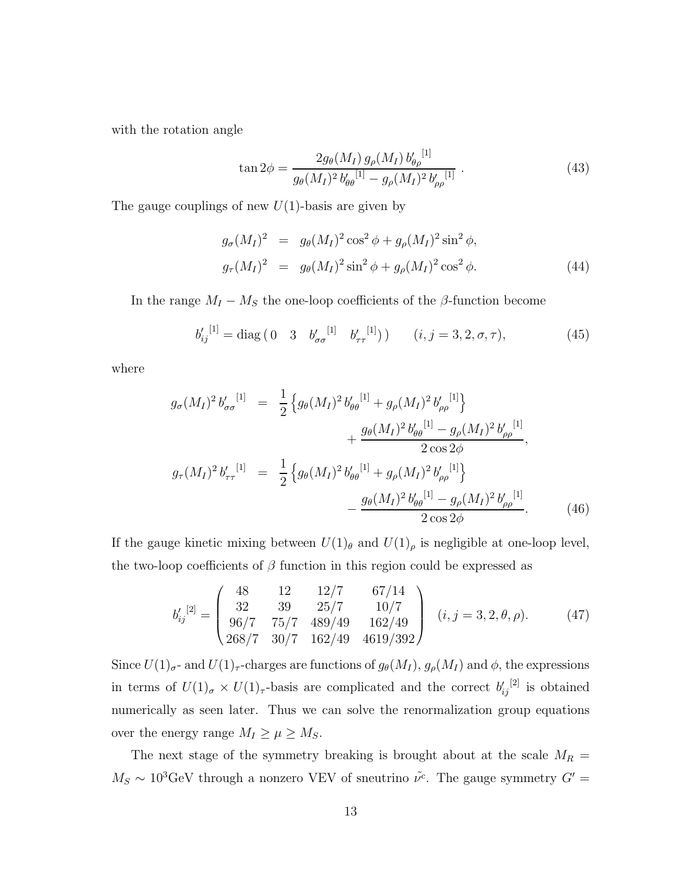with the rotation angle

$$\tan 2\phi = \frac{2g_\theta(M_I)\, g_\rho(M_I)\, {b'_{\theta\rho}}^{[1]}}{g_\theta(M_I)^2\, {b'_{\theta\theta}}^{[1]} - g_\rho(M_I)^2\, {b'_{\rho\rho}}^{[1]}} \,. \tag{43}$$

The gauge couplings of new $U(1)$-basis are given by

$$\begin{aligned} g_\sigma(M_I)^2 &= g_\theta(M_I)^2 \cos^2\phi + g_\rho(M_I)^2 \sin^2\phi, \\ g_\tau(M_I)^2 &= g_\theta(M_I)^2 \sin^2\phi + g_\rho(M_I)^2 \cos^2\phi. \end{aligned} \tag{44}$$

In the range $M_I - M_S$ the one-loop coefficients of the $\beta$-function become

$${b'_{ij}}^{[1]} = \mathrm{diag}\,(\,0 \quad 3 \quad {b'_{\sigma\sigma}}^{[1]} \quad {b'_{\tau\tau}}^{[1]})\,) \qquad (i,j = 3, 2, \sigma, \tau), \tag{45}$$

where

$$\begin{aligned} g_\sigma(M_I)^2\, {b'_{\sigma\sigma}}^{[1]} &= \frac{1}{2}\left\{ g_\theta(M_I)^2\, {b'_{\theta\theta}}^{[1]} + g_\rho(M_I)^2\, {b'_{\rho\rho}}^{[1]} \right\} \\ &\qquad + \frac{g_\theta(M_I)^2\, {b'_{\theta\theta}}^{[1]} - g_\rho(M_I)^2\, {b'_{\rho\rho}}^{[1]}}{2\cos 2\phi}, \\ g_\tau(M_I)^2\, {b'_{\tau\tau}}^{[1]} &= \frac{1}{2}\left\{ g_\theta(M_I)^2\, {b'_{\theta\theta}}^{[1]} + g_\rho(M_I)^2\, {b'_{\rho\rho}}^{[1]} \right\} \\ &\qquad - \frac{g_\theta(M_I)^2\, {b'_{\theta\theta}}^{[1]} - g_\rho(M_I)^2\, {b'_{\rho\rho}}^{[1]}}{2\cos 2\phi}. \end{aligned} \tag{46}$$

If the gauge kinetic mixing between $U(1)_\theta$ and $U(1)_\rho$ is negligible at one-loop level, the two-loop coefficients of $\beta$ function in this region could be expressed as

$${b'_{ij}}^{[2]} = \begin{pmatrix} 48 & 12 & 12/7 & 67/14 \\ 32 & 39 & 25/7 & 10/7 \\ 96/7 & 75/7 & 489/49 & 162/49 \\ 268/7 & 30/7 & 162/49 & 4619/392 \end{pmatrix} \quad (i,j = 3, 2, \theta, \rho). \tag{47}$$

Since $U(1)_\sigma$- and $U(1)_\tau$-charges are functions of $g_\theta(M_I)$, $g_\rho(M_I)$ and $\phi$, the expressions in terms of $U(1)_\sigma \times U(1)_\tau$-basis are complicated and the correct ${b'_{ij}}^{[2]}$ is obtained numerically as seen later. Thus we can solve the renormalization group equations over the energy range $M_I \geq \mu \geq M_S$.

The next stage of the symmetry breaking is brought about at the scale $M_R = M_S \sim 10^3$GeV through a nonzero VEV of sneutrino $\tilde{\nu}^c$. The gauge symmetry $G' =$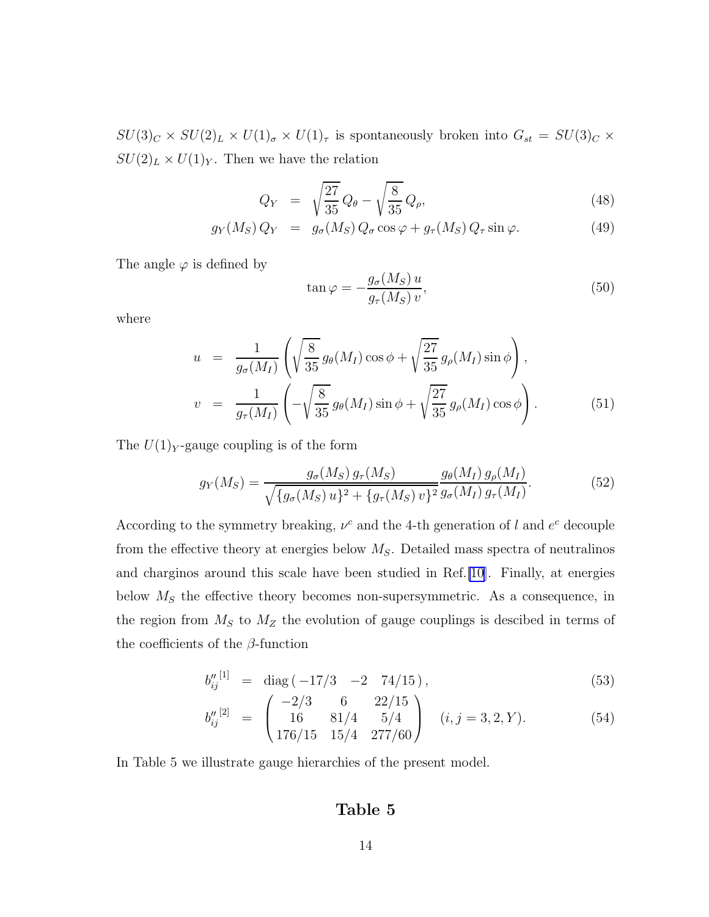$SU(3)_C \times SU(2)_L \times U(1)_\sigma \times U(1)_\tau$ is spontaneously broken into $G_{st} = SU(3)_C \times SU(2)_L \times U(1)_Y$. Then we have the relation

$$
\begin{aligned}
Q_Y &= \sqrt{\frac{27}{35}}\, Q_\theta - \sqrt{\frac{8}{35}}\, Q_\rho, \qquad (48)\\
g_Y(M_S)\, Q_Y &= g_\sigma(M_S)\, Q_\sigma \cos\varphi + g_\tau(M_S)\, Q_\tau \sin\varphi. \qquad (49)
\end{aligned}
$$

The angle $\varphi$ is defined by

$$
\tan\varphi = -\frac{g_\sigma(M_S)\, u}{g_\tau(M_S)\, v}, \qquad (50)
$$

where

$$
\begin{aligned}
u &= \frac{1}{g_\sigma(M_I)} \left( \sqrt{\frac{8}{35}}\, g_\theta(M_I) \cos\phi + \sqrt{\frac{27}{35}}\, g_\rho(M_I) \sin\phi \right), \\
v &= \frac{1}{g_\tau(M_I)} \left( -\sqrt{\frac{8}{35}}\, g_\theta(M_I) \sin\phi + \sqrt{\frac{27}{35}}\, g_\rho(M_I) \cos\phi \right). \qquad (51)
\end{aligned}
$$

The $U(1)_Y$-gauge coupling is of the form

$$
g_Y(M_S) = \frac{g_\sigma(M_S)\, g_\tau(M_S)}{\sqrt{\{g_\sigma(M_S)\, u\}^2 + \{g_\tau(M_S)\, v\}^2}} \frac{g_\theta(M_I)\, g_\rho(M_I)}{g_\sigma(M_I)\, g_\tau(M_I)}. \qquad (52)
$$

According to the symmetry breaking, $\nu^c$ and the 4-th generation of $l$ and $e^c$ decouple from the effective theory at energies below $M_S$. Detailed mass spectra of neutralinos and charginos around this scale have been studied in Ref.[10]. Finally, at energies below $M_S$ the effective theory becomes non-supersymmetric. As a consequence, in the region from $M_S$ to $M_Z$ the evolution of gauge couplings is descibed in terms of the coefficients of the $\beta$-function

$$
\begin{aligned}
b''^{[1]}_{ij} &= \mathrm{diag}\,(\, -17/3 \quad -2 \quad 74/15\,), \qquad (53)\\
b''^{[2]}_{ij} &= \begin{pmatrix} -2/3 & 6 & 22/15 \\ 16 & 81/4 & 5/4 \\ 176/15 & 15/4 & 277/60 \end{pmatrix} \quad (i, j = 3, 2, Y). \qquad (54)
\end{aligned}
$$

In Table 5 we illustrate gauge hierarchies of the present model.

## Table 5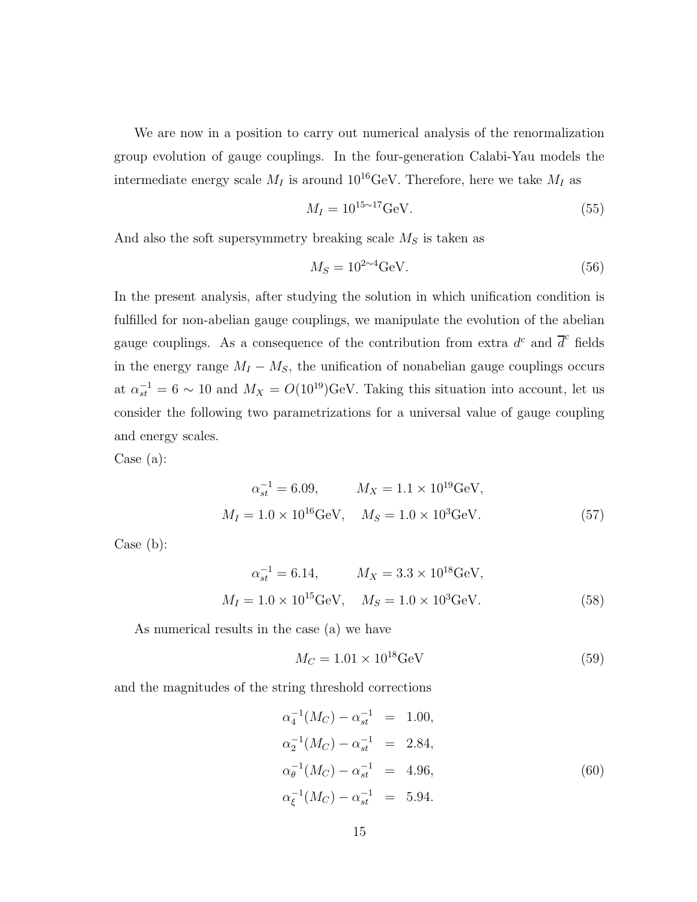We are now in a position to carry out numerical analysis of the renormalization group evolution of gauge couplings. In the four-generation Calabi-Yau models the intermediate energy scale $M_I$ is around $10^{16}$GeV. Therefore, here we take $M_I$ as

$$M_I = 10^{15\sim 17}\text{GeV}. \tag{55}$$

And also the soft supersymmetry breaking scale $M_S$ is taken as

$$M_S = 10^{2\sim 4}\text{GeV}. \tag{56}$$

In the present analysis, after studying the solution in which unification condition is fulfilled for non-abelian gauge couplings, we manipulate the evolution of the abelian gauge couplings. As a consequence of the contribution from extra $d^c$ and $\overline{d}^c$ fields in the energy range $M_I - M_S$, the unification of nonabelian gauge couplings occurs at $\alpha_{st}^{-1} = 6 \sim 10$ and $M_X = O(10^{19})$GeV. Taking this situation into account, let us consider the following two parametrizations for a universal value of gauge coupling and energy scales.

Case (a):

$$\begin{aligned} \alpha_{st}^{-1} = 6.09, \qquad & M_X = 1.1 \times 10^{19}\text{GeV}, \\ M_I = 1.0 \times 10^{16}\text{GeV}, \quad & M_S = 1.0 \times 10^{3}\text{GeV}. \end{aligned} \tag{57}$$

Case (b):

$$\begin{aligned} \alpha_{st}^{-1} = 6.14, \qquad & M_X = 3.3 \times 10^{18}\text{GeV}, \\ M_I = 1.0 \times 10^{15}\text{GeV}, \quad & M_S = 1.0 \times 10^{3}\text{GeV}. \end{aligned} \tag{58}$$

As numerical results in the case (a) we have

$$M_C = 1.01 \times 10^{18}\text{GeV} \tag{59}$$

and the magnitudes of the string threshold corrections

$$\begin{aligned} \alpha_4^{-1}(M_C) - \alpha_{st}^{-1} &= 1.00, \\ \alpha_2^{-1}(M_C) - \alpha_{st}^{-1} &= 2.84, \\ \alpha_\theta^{-1}(M_C) - \alpha_{st}^{-1} &= 4.96, \\ \alpha_\xi^{-1}(M_C) - \alpha_{st}^{-1} &= 5.94. \end{aligned} \tag{60}$$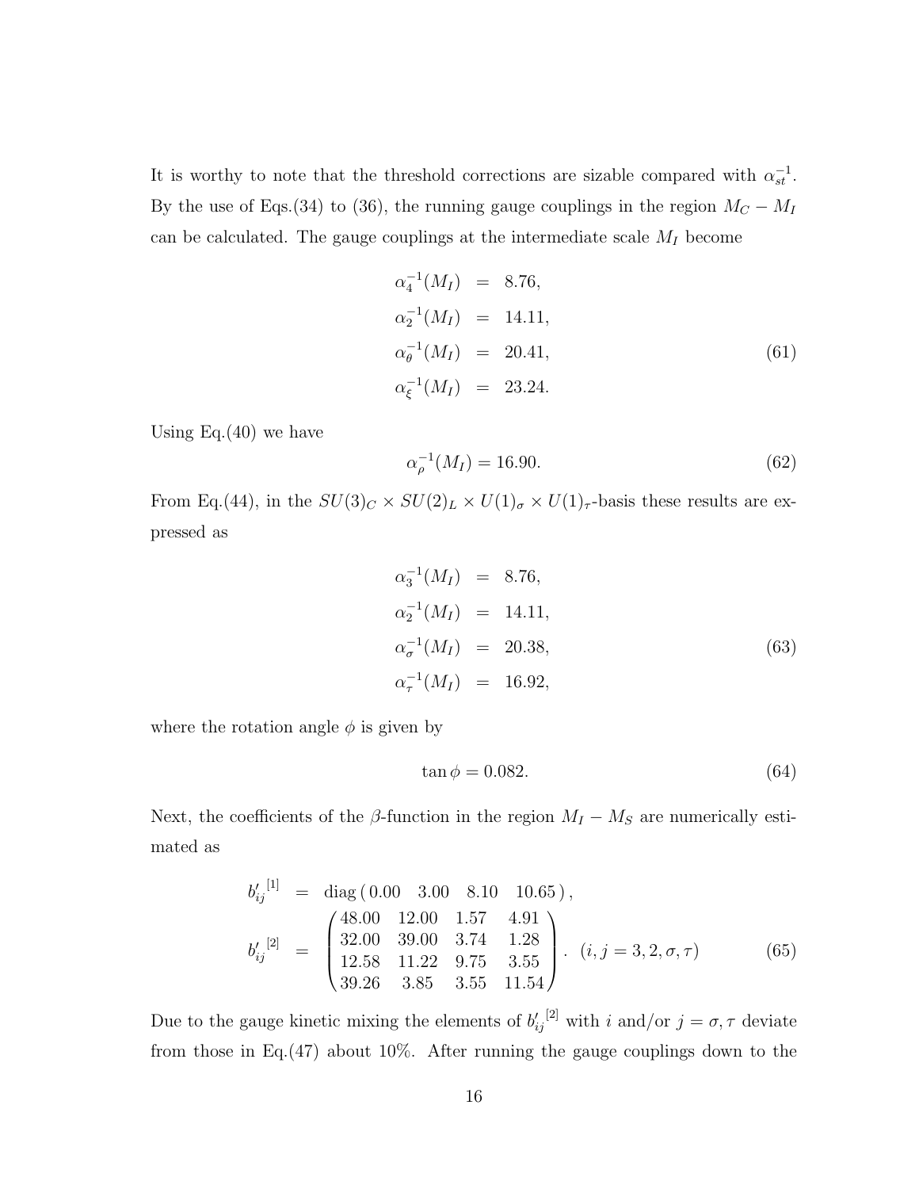It is worthy to note that the threshold corrections are sizable compared with $\alpha_{st}^{-1}$. By the use of Eqs.(34) to (36), the running gauge couplings in the region $M_C - M_I$ can be calculated. The gauge couplings at the intermediate scale $M_I$ become

$$
\begin{aligned}
\alpha_4^{-1}(M_I) &= 8.76, \\
\alpha_2^{-1}(M_I) &= 14.11, \\
\alpha_\theta^{-1}(M_I) &= 20.41, \\
\alpha_\xi^{-1}(M_I) &= 23.24.
\end{aligned}
\tag{61}
$$

Using Eq.(40) we have

$$
\alpha_\rho^{-1}(M_I) = 16.90. \tag{62}
$$

From Eq.(44), in the $SU(3)_C \times SU(2)_L \times U(1)_\sigma \times U(1)_\tau$-basis these results are expressed as

$$
\begin{aligned}
\alpha_3^{-1}(M_I) &= 8.76, \\
\alpha_2^{-1}(M_I) &= 14.11, \\
\alpha_\sigma^{-1}(M_I) &= 20.38, \\
\alpha_\tau^{-1}(M_I) &= 16.92,
\end{aligned}
\tag{63}
$$

where the rotation angle $\phi$ is given by

$$
\tan\phi = 0.082. \tag{64}
$$

Next, the coefficients of the $\beta$-function in the region $M_I - M_S$ are numerically estimated as

$$
\begin{aligned}
{b'_{ij}}^{[1]} &= \mathrm{diag}\,(\,0.00 \quad 3.00 \quad 8.10 \quad 10.65\,)\,, \\
{b'_{ij}}^{[2]} &= \begin{pmatrix} 48.00 & 12.00 & 1.57 & 4.91 \\ 32.00 & 39.00 & 3.74 & 1.28 \\ 12.58 & 11.22 & 9.75 & 3.55 \\ 39.26 & 3.85 & 3.55 & 11.54 \end{pmatrix}. \quad (i,j = 3, 2, \sigma, \tau)
\end{aligned}
\tag{65}
$$

Due to the gauge kinetic mixing the elements of ${b'_{ij}}^{[2]}$ with $i$ and/or $j = \sigma, \tau$ deviate from those in Eq.(47) about 10%. After running the gauge couplings down to the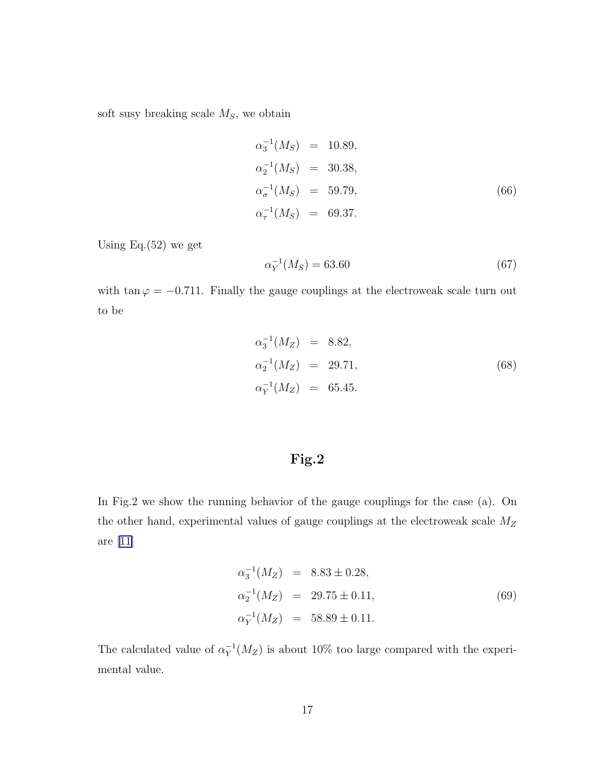soft susy breaking scale $M_S$, we obtain

$$
\begin{aligned}
\alpha_3^{-1}(M_S) &= 10.89, \\
\alpha_2^{-1}(M_S) &= 30.38, \\
\alpha_\sigma^{-1}(M_S) &= 59.79, \\
\alpha_\tau^{-1}(M_S) &= 69.37.
\end{aligned}
\tag{66}
$$

Using Eq.(52) we get

$$
\alpha_Y^{-1}(M_S) = 63.60 \tag{67}
$$

with $\tan\varphi = -0.711$. Finally the gauge couplings at the electroweak scale turn out to be

$$
\begin{aligned}
\alpha_3^{-1}(M_Z) &= 8.82, \\
\alpha_2^{-1}(M_Z) &= 29.71, \\
\alpha_Y^{-1}(M_Z) &= 65.45.
\end{aligned}
\tag{68}
$$

## Fig.2

In Fig.2 we show the running behavior of the gauge couplings for the case (a). On the other hand, experimental values of gauge couplings at the electroweak scale $M_Z$ are [11]

$$
\begin{aligned}
\alpha_3^{-1}(M_Z) &= 8.83 \pm 0.28, \\
\alpha_2^{-1}(M_Z) &= 29.75 \pm 0.11, \\
\alpha_Y^{-1}(M_Z) &= 58.89 \pm 0.11.
\end{aligned}
\tag{69}
$$

The calculated value of $\alpha_Y^{-1}(M_Z)$ is about 10% too large compared with the experimental value.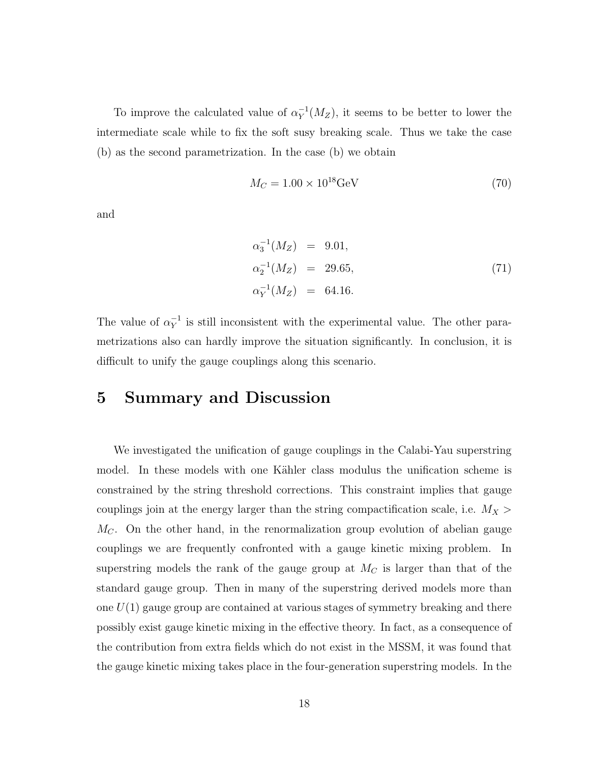To improve the calculated value of $\alpha_Y^{-1}(M_Z)$, it seems to be better to lower the intermediate scale while to fix the soft susy breaking scale. Thus we take the case (b) as the second parametrization. In the case (b) we obtain

$$M_C = 1.00 \times 10^{18}\text{GeV} \tag{70}$$

and

$$\begin{aligned} \alpha_3^{-1}(M_Z) &= 9.01, \\ \alpha_2^{-1}(M_Z) &= 29.65, \\ \alpha_Y^{-1}(M_Z) &= 64.16. \end{aligned} \tag{71}$$

The value of $\alpha_Y^{-1}$ is still inconsistent with the experimental value. The other parametrizations also can hardly improve the situation significantly. In conclusion, it is difficult to unify the gauge couplings along this scenario.

# 5 Summary and Discussion

We investigated the unification of gauge couplings in the Calabi-Yau superstring model. In these models with one Kähler class modulus the unification scheme is constrained by the string threshold corrections. This constraint implies that gauge couplings join at the energy larger than the string compactification scale, i.e. $M_X > M_C$. On the other hand, in the renormalization group evolution of abelian gauge couplings we are frequently confronted with a gauge kinetic mixing problem. In superstring models the rank of the gauge group at $M_C$ is larger than that of the standard gauge group. Then in many of the superstring derived models more than one $U(1)$ gauge group are contained at various stages of symmetry breaking and there possibly exist gauge kinetic mixing in the effective theory. In fact, as a consequence of the contribution from extra fields which do not exist in the MSSM, it was found that the gauge kinetic mixing takes place in the four-generation superstring models. In the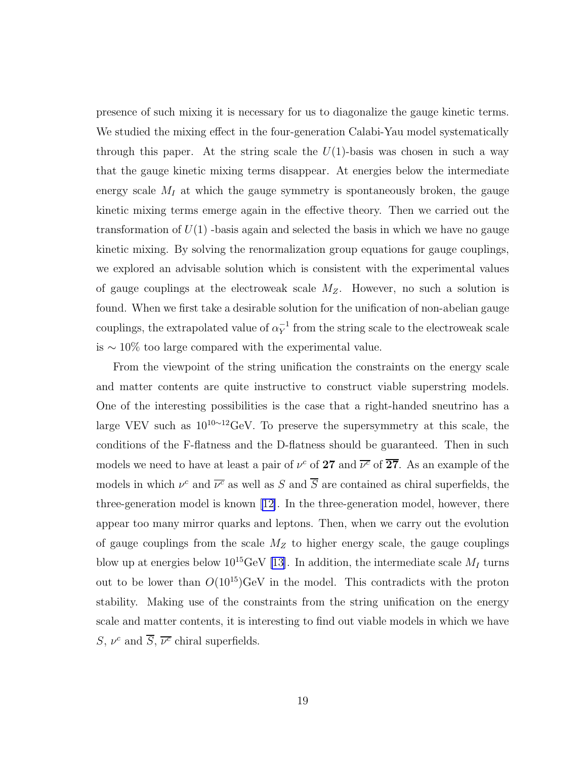presence of such mixing it is necessary for us to diagonalize the gauge kinetic terms. We studied the mixing effect in the four-generation Calabi-Yau model systematically through this paper. At the string scale the $U(1)$-basis was chosen in such a way that the gauge kinetic mixing terms disappear. At energies below the intermediate energy scale $M_I$ at which the gauge symmetry is spontaneously broken, the gauge kinetic mixing terms emerge again in the effective theory. Then we carried out the transformation of $U(1)$ -basis again and selected the basis in which we have no gauge kinetic mixing. By solving the renormalization group equations for gauge couplings, we explored an advisable solution which is consistent with the experimental values of gauge couplings at the electroweak scale $M_Z$. However, no such a solution is found. When we first take a desirable solution for the unification of non-abelian gauge couplings, the extrapolated value of $\alpha_Y^{-1}$ from the string scale to the electroweak scale is $\sim 10\%$ too large compared with the experimental value.

From the viewpoint of the string unification the constraints on the energy scale and matter contents are quite instructive to construct viable superstring models. One of the interesting possibilities is the case that a right-handed sneutrino has a large VEV such as $10^{10\sim 12}$GeV. To preserve the supersymmetry at this scale, the conditions of the F-flatness and the D-flatness should be guaranteed. Then in such models we need to have at least a pair of $\nu^c$ of $\mathbf{27}$ and $\overline{\nu^c}$ of $\overline{\mathbf{27}}$. As an example of the models in which $\nu^c$ and $\overline{\nu^c}$ as well as $S$ and $\overline{S}$ are contained as chiral superfields, the three-generation model is known [12]. In the three-generation model, however, there appear too many mirror quarks and leptons. Then, when we carry out the evolution of gauge couplings from the scale $M_Z$ to higher energy scale, the gauge couplings blow up at energies below $10^{15}$GeV [13]. In addition, the intermediate scale $M_I$ turns out to be lower than $O(10^{15})$GeV in the model. This contradicts with the proton stability. Making use of the constraints from the string unification on the energy scale and matter contents, it is interesting to find out viable models in which we have $S$, $\nu^c$ and $\overline{S}$, $\overline{\nu^c}$ chiral superfields.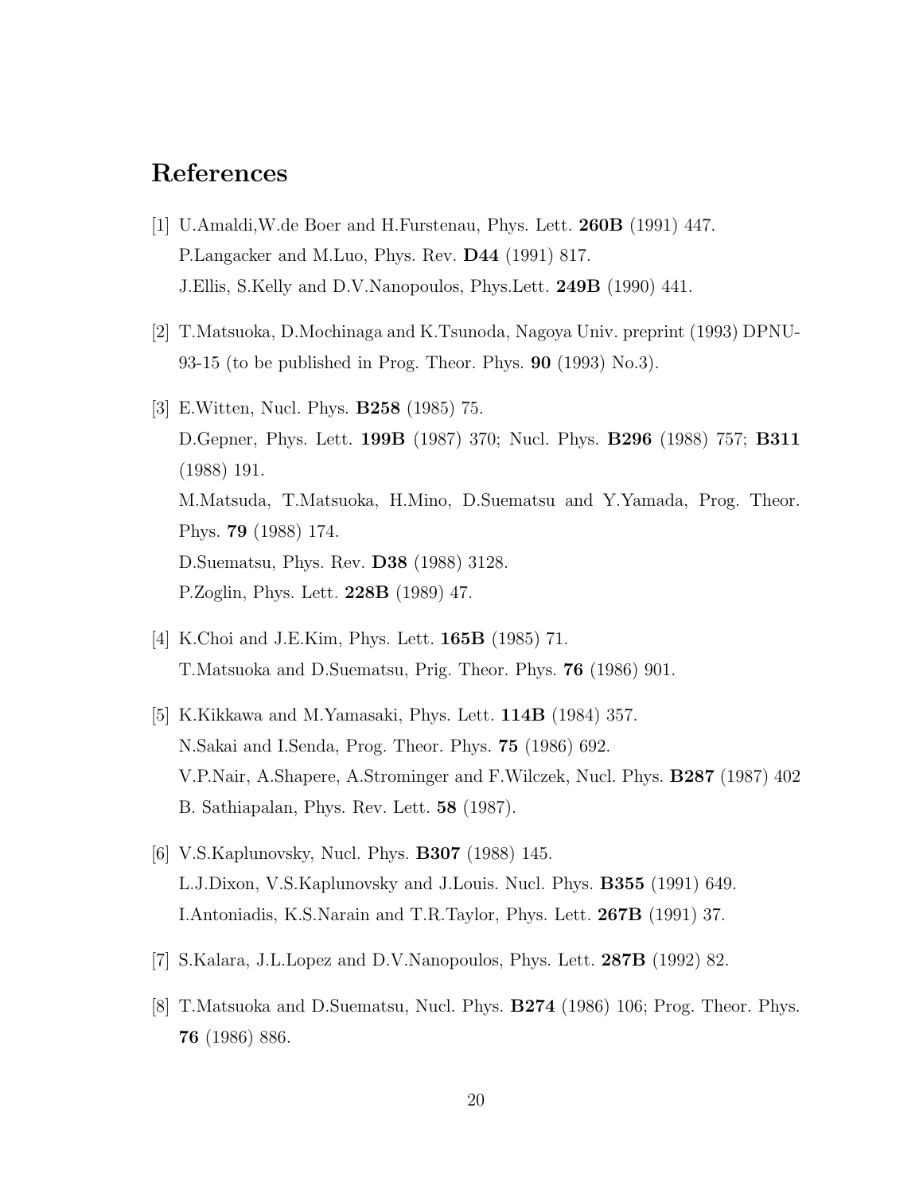## References

[1] U.Amaldi,W.de Boer and H.Furstenau, Phys. Lett. **260B** (1991) 447.
P.Langacker and M.Luo, Phys. Rev. **D44** (1991) 817.
J.Ellis, S.Kelly and D.V.Nanopoulos, Phys.Lett. **249B** (1990) 441.

[2] T.Matsuoka, D.Mochinaga and K.Tsunoda, Nagoya Univ. preprint (1993) DPNU-93-15 (to be published in Prog. Theor. Phys. **90** (1993) No.3).

[3] E.Witten, Nucl. Phys. **B258** (1985) 75.
D.Gepner, Phys. Lett. **199B** (1987) 370; Nucl. Phys. **B296** (1988) 757; **B311** (1988) 191.
M.Matsuda, T.Matsuoka, H.Mino, D.Suematsu and Y.Yamada, Prog. Theor. Phys. **79** (1988) 174.
D.Suematsu, Phys. Rev. **D38** (1988) 3128.
P.Zoglin, Phys. Lett. **228B** (1989) 47.

[4] K.Choi and J.E.Kim, Phys. Lett. **165B** (1985) 71.
T.Matsuoka and D.Suematsu, Prig. Theor. Phys. **76** (1986) 901.

[5] K.Kikkawa and M.Yamasaki, Phys. Lett. **114B** (1984) 357.
N.Sakai and I.Senda, Prog. Theor. Phys. **75** (1986) 692.
V.P.Nair, A.Shapere, A.Strominger and F.Wilczek, Nucl. Phys. **B287** (1987) 402
B. Sathiapalan, Phys. Rev. Lett. **58** (1987).

[6] V.S.Kaplunovsky, Nucl. Phys. **B307** (1988) 145.
L.J.Dixon, V.S.Kaplunovsky and J.Louis. Nucl. Phys. **B355** (1991) 649.
I.Antoniadis, K.S.Narain and T.R.Taylor, Phys. Lett. **267B** (1991) 37.

[7] S.Kalara, J.L.Lopez and D.V.Nanopoulos, Phys. Lett. **287B** (1992) 82.

[8] T.Matsuoka and D.Suematsu, Nucl. Phys. **B274** (1986) 106; Prog. Theor. Phys. **76** (1986) 886.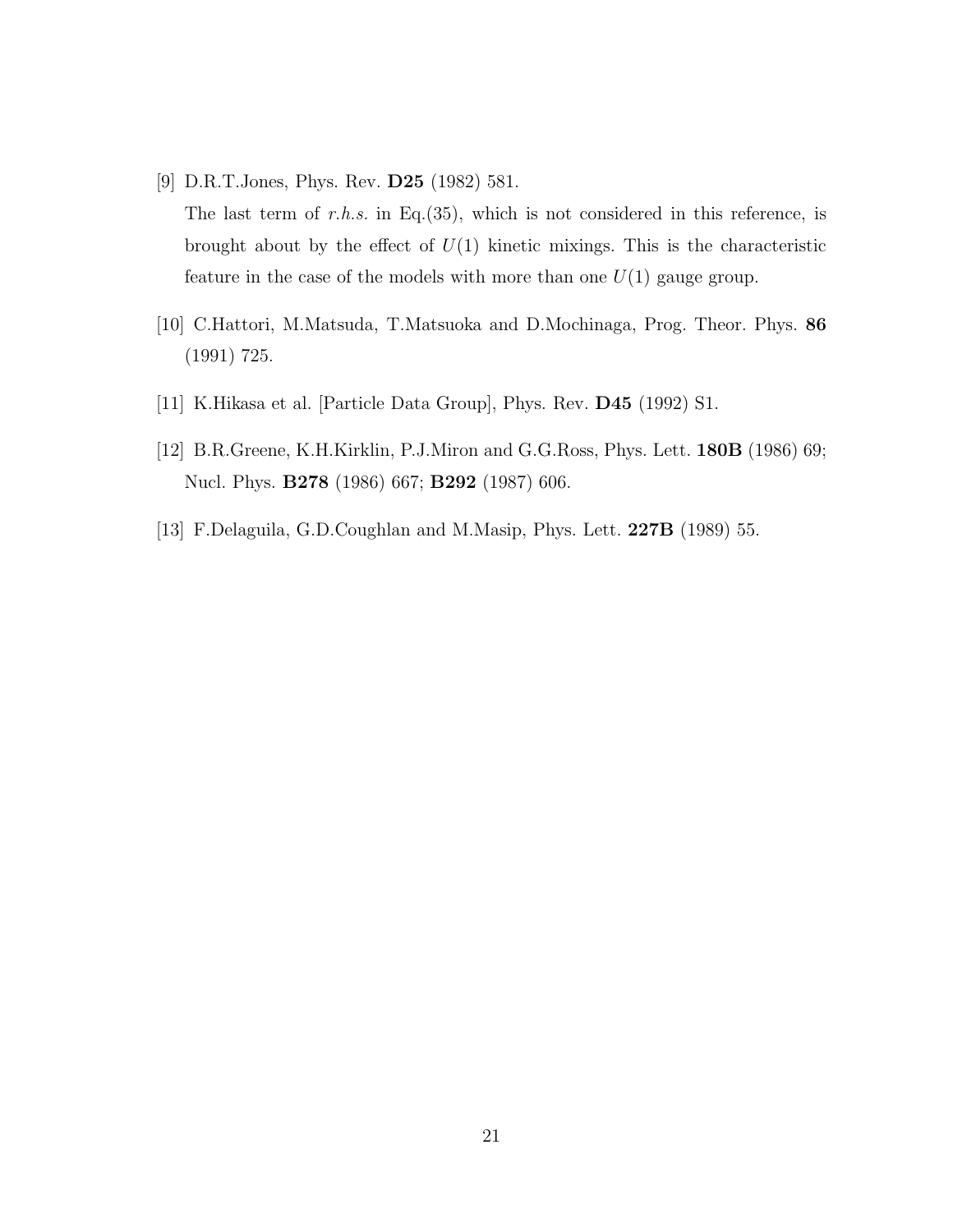[9] D.R.T.Jones, Phys. Rev. **D25** (1982) 581.
The last term of *r.h.s.* in Eq.(35), which is not considered in this reference, is brought about by the effect of $U(1)$ kinetic mixings. This is the characteristic feature in the case of the models with more than one $U(1)$ gauge group.

[10] C.Hattori, M.Matsuda, T.Matsuoka and D.Mochinaga, Prog. Theor. Phys. **86** (1991) 725.

[11] K.Hikasa et al. [Particle Data Group], Phys. Rev. **D45** (1992) S1.

[12] B.R.Greene, K.H.Kirklin, P.J.Miron and G.G.Ross, Phys. Lett. **180B** (1986) 69; Nucl. Phys. **B278** (1986) 667; **B292** (1987) 606.

[13] F.Delaguila, G.D.Coughlan and M.Masip, Phys. Lett. **227B** (1989) 55.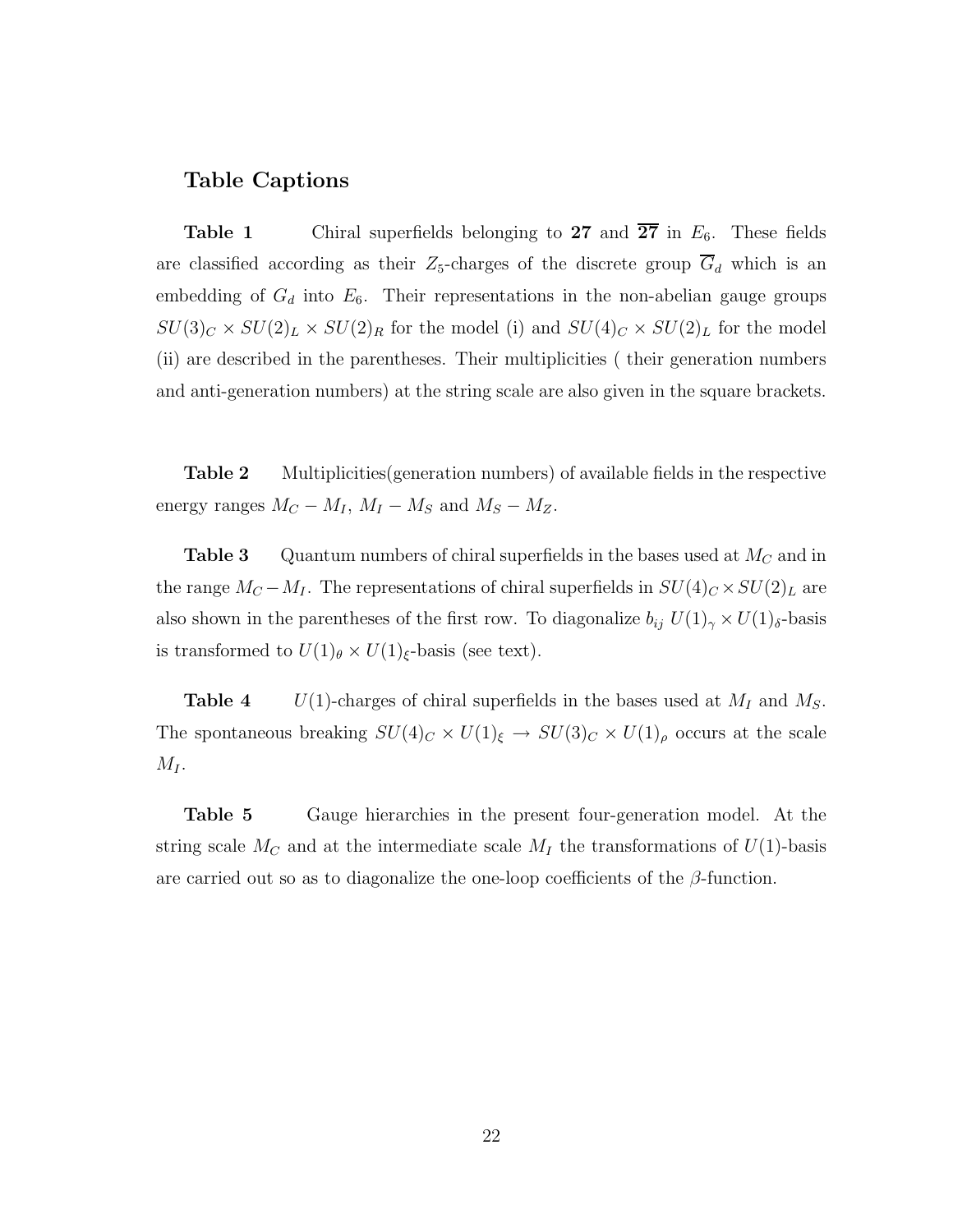## Table Captions

**Table 1** Chiral superfields belonging to **27** and $\overline{\mathbf{27}}$ in $E_6$. These fields are classified according as their $Z_5$-charges of the discrete group $\overline{G}_d$ which is an embedding of $G_d$ into $E_6$. Their representations in the non-abelian gauge groups $SU(3)_C \times SU(2)_L \times SU(2)_R$ for the model (i) and $SU(4)_C \times SU(2)_L$ for the model (ii) are described in the parentheses. Their multiplicities ( their generation numbers and anti-generation numbers) at the string scale are also given in the square brackets.

**Table 2** Multiplicities(generation numbers) of available fields in the respective energy ranges $M_C - M_I$, $M_I - M_S$ and $M_S - M_Z$.

**Table 3** Quantum numbers of chiral superfields in the bases used at $M_C$ and in the range $M_C - M_I$. The representations of chiral superfields in $SU(4)_C \times SU(2)_L$ are also shown in the parentheses of the first row. To diagonalize $b_{ij}$ $U(1)_\gamma \times U(1)_\delta$-basis is transformed to $U(1)_\theta \times U(1)_\xi$-basis (see text).

**Table 4** $U(1)$-charges of chiral superfields in the bases used at $M_I$ and $M_S$. The spontaneous breaking $SU(4)_C \times U(1)_\xi \rightarrow SU(3)_C \times U(1)_\rho$ occurs at the scale $M_I$.

**Table 5** Gauge hierarchies in the present four-generation model. At the string scale $M_C$ and at the intermediate scale $M_I$ the transformations of $U(1)$-basis are carried out so as to diagonalize the one-loop coefficients of the $\beta$-function.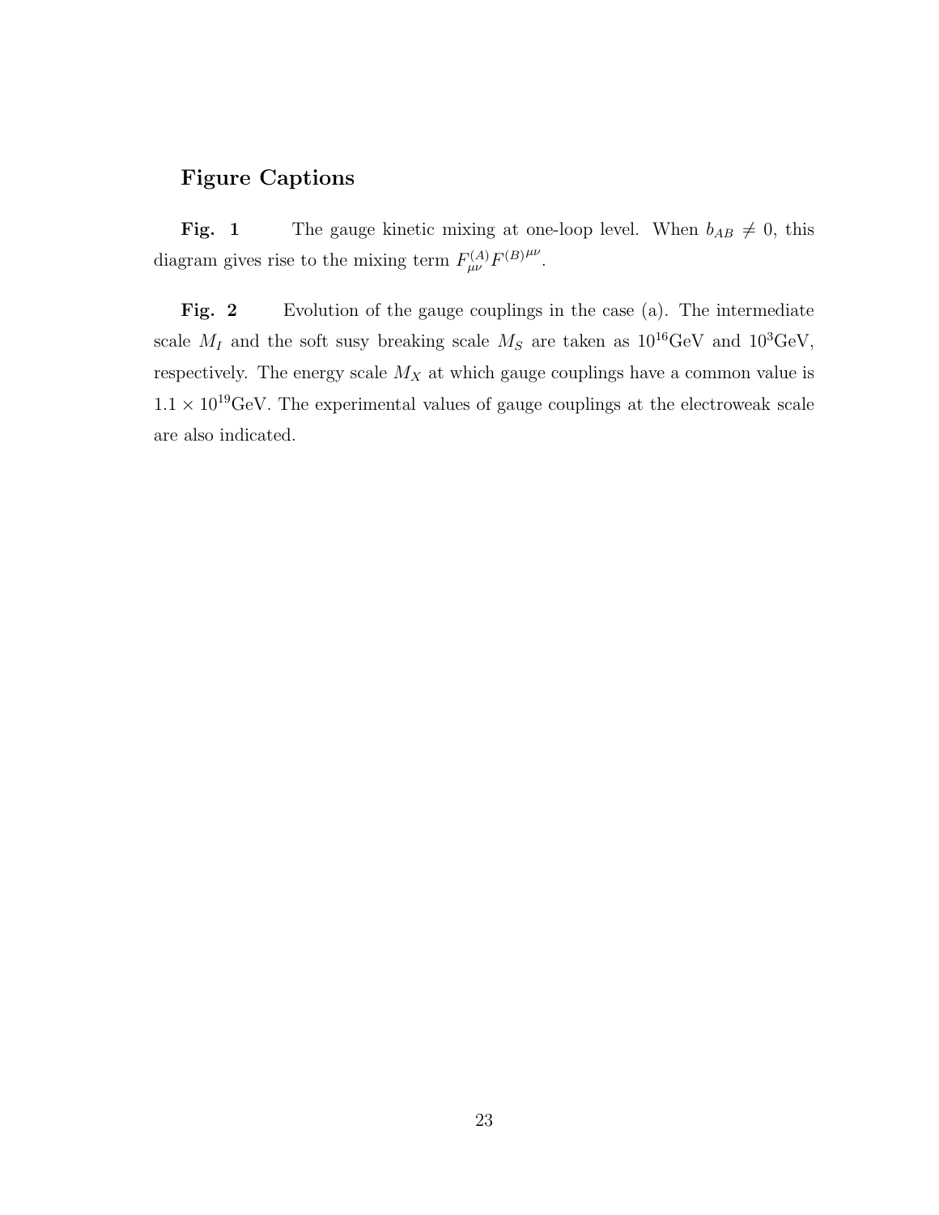## Figure Captions

**Fig. 1** The gauge kinetic mixing at one-loop level. When $b_{AB} \neq 0$, this diagram gives rise to the mixing term $F^{(A)}_{\mu\nu} F^{(B)\mu\nu}$.

**Fig. 2** Evolution of the gauge couplings in the case (a). The intermediate scale $M_I$ and the soft susy breaking scale $M_S$ are taken as $10^{16}$GeV and $10^{3}$GeV, respectively. The energy scale $M_X$ at which gauge couplings have a common value is $1.1 \times 10^{19}$GeV. The experimental values of gauge couplings at the electroweak scale are also indicated.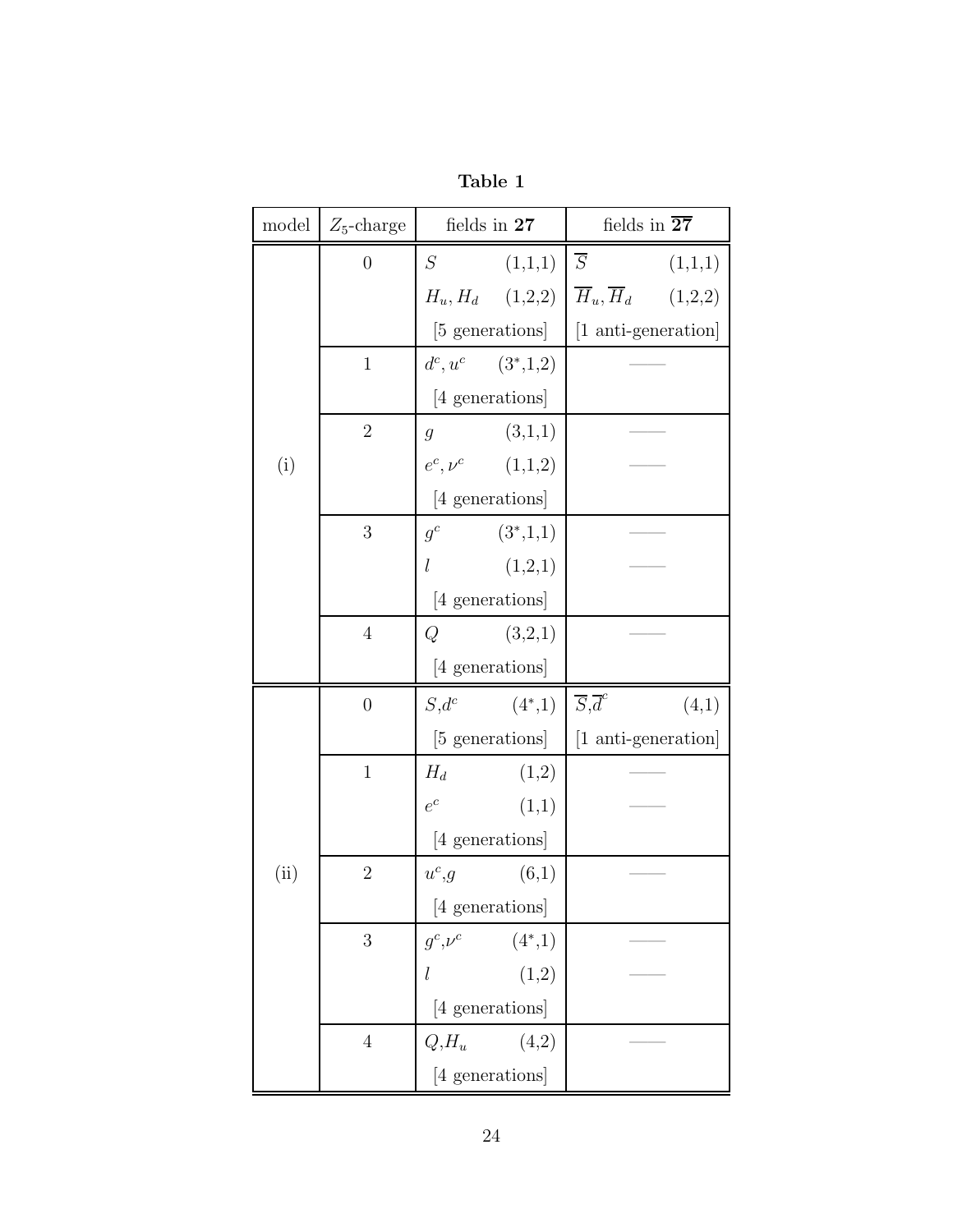**Table 1**

| model | $Z_5$-charge | fields in **27** | fields in $\overline{\mathbf{27}}$ |
|---|---|---|---|
| (i) | 0 | $S$ (1,1,1) | $\overline{S}$ (1,1,1) |
| | | $H_u, H_d$ (1,2,2) | $\overline{H}_u, \overline{H}_d$ (1,2,2) |
| | | [5 generations] | [1 anti-generation] |
| | 1 | $d^c, u^c$ ($3^*$,1,2) | —— |
| | | [4 generations] | |
| | 2 | $g$ (3,1,1) | —— |
| | | $e^c, \nu^c$ (1,1,2) | —— |
| | | [4 generations] | |
| | 3 | $g^c$ ($3^*$,1,1) | —— |
| | | $l$ (1,2,1) | —— |
| | | [4 generations] | |
| | 4 | $Q$ (3,2,1) | —— |
| | | [4 generations] | |
| (ii) | 0 | $S$,$d^c$ ($4^*$,1) | $\overline{S}$,$\overline{d}^c$ (4,1) |
| | | [5 generations] | [1 anti-generation] |
| | 1 | $H_d$ (1,2) | —— |
| | | $e^c$ (1,1) | —— |
| | | [4 generations] | |
| | 2 | $u^c$,$g$ (6,1) | —— |
| | | [4 generations] | |
| | 3 | $g^c$,$\nu^c$ ($4^*$,1) | —— |
| | | $l$ (1,2) | —— |
| | | [4 generations] | |
| | 4 | $Q$,$H_u$ (4,2) | —— |
| | | [4 generations] | |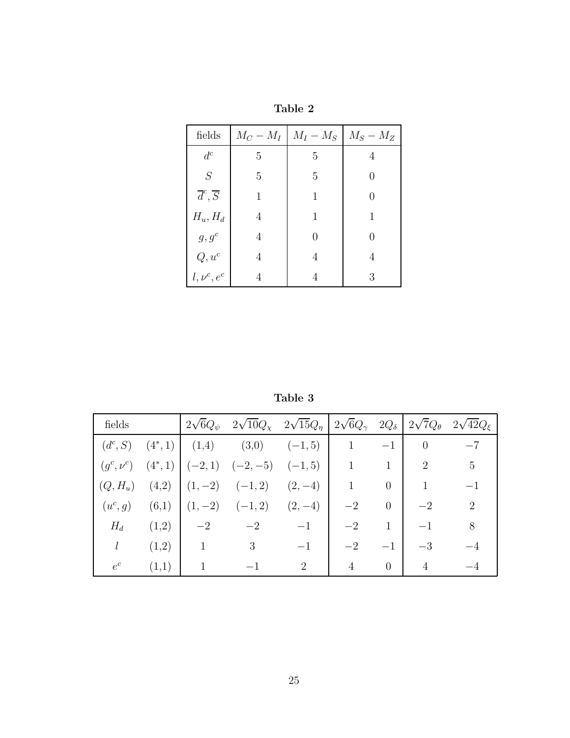**Table 2**

| fields | $M_C - M_I$ | $M_I - M_S$ | $M_S - M_Z$ |
|---|---|---|---|
| $d^c$ | 5 | 5 | 4 |
| $S$ | 5 | 5 | 0 |
| $\overline{d}^c, \overline{S}$ | 1 | 1 | 0 |
| $H_u, H_d$ | 4 | 1 | 1 |
| $g, g^c$ | 4 | 0 | 0 |
| $Q, u^c$ | 4 | 4 | 4 |
| $l, \nu^c, e^c$ | 4 | 4 | 3 |

**Table 3**

| fields | | $2\sqrt{6}Q_\psi$ | $2\sqrt{10}Q_\chi$ | $2\sqrt{15}Q_\eta$ | $2\sqrt{6}Q_\gamma$ | $2Q_\delta$ | $2\sqrt{7}Q_\theta$ | $2\sqrt{42}Q_\xi$ |
|---|---|---|---|---|---|---|---|---|
| $(d^c, S)$ | $(4^*, 1)$ | (1,4) | (3,0) | $(-1, 5)$ | 1 | $-1$ | 0 | $-7$ |
| $(g^c, \nu^c)$ | $(4^*, 1)$ | $(-2, 1)$ | $(-2, -5)$ | $(-1, 5)$ | 1 | 1 | 2 | 5 |
| $(Q, H_u)$ | (4,2) | $(1, -2)$ | $(-1, 2)$ | $(2, -4)$ | 1 | 0 | 1 | $-1$ |
| $(u^c, g)$ | (6,1) | $(1, -2)$ | $(-1, 2)$ | $(2, -4)$ | $-2$ | 0 | $-2$ | 2 |
| $H_d$ | (1,2) | $-2$ | $-2$ | $-1$ | $-2$ | 1 | $-1$ | 8 |
| $l$ | (1,2) | 1 | 3 | $-1$ | $-2$ | $-1$ | $-3$ | $-4$ |
| $e^c$ | (1,1) | 1 | $-1$ | 2 | 4 | 0 | 4 | $-4$ |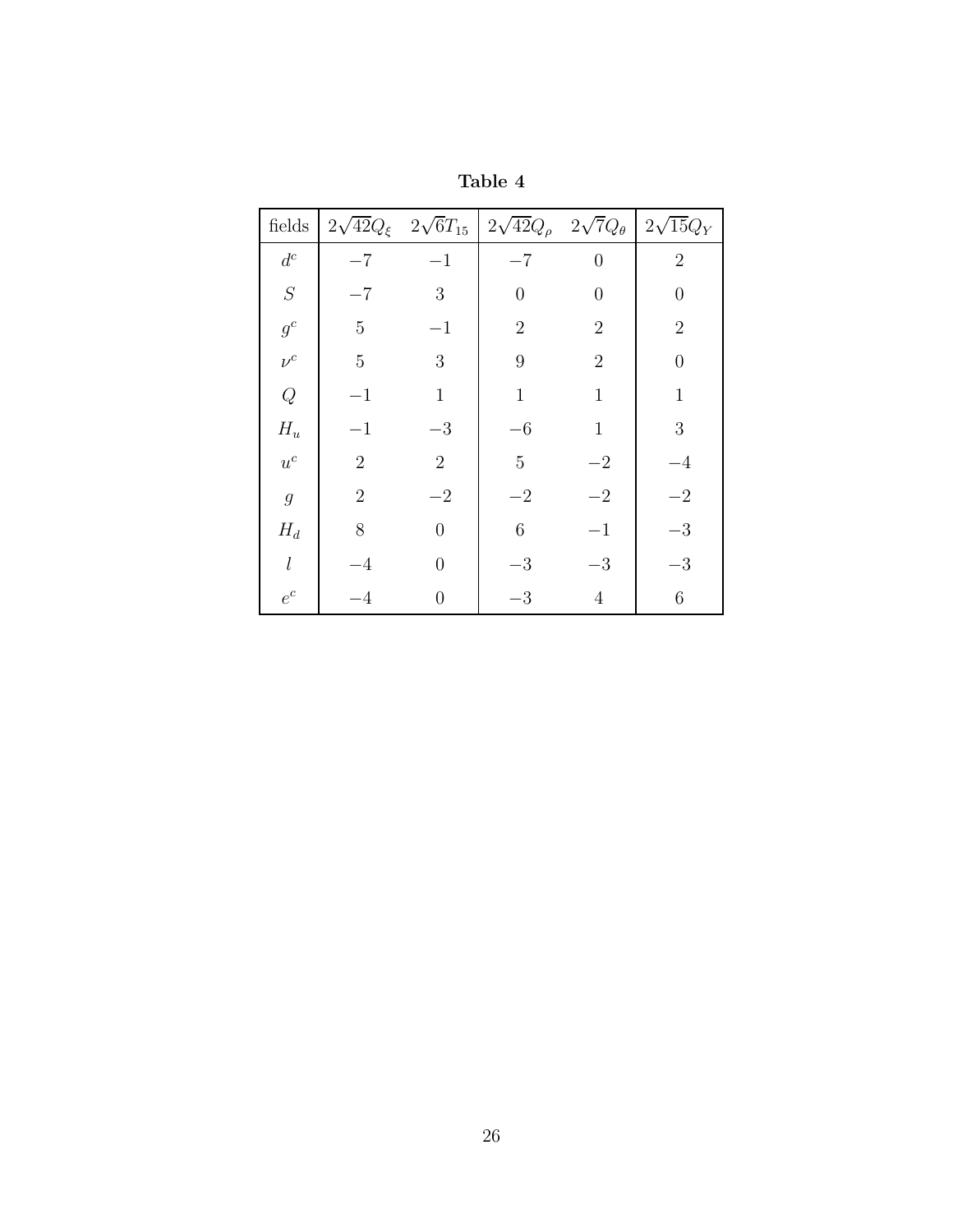**Table 4**

| fields | $2\sqrt{42}Q_\xi$ | $2\sqrt{6}T_{15}$ | $2\sqrt{42}Q_\rho$ | $2\sqrt{7}Q_\theta$ | $2\sqrt{15}Q_Y$ |
|---|---|---|---|---|---|
| $d^c$ | $-7$ | $-1$ | $-7$ | $0$ | $2$ |
| $S$ | $-7$ | $3$ | $0$ | $0$ | $0$ |
| $g^c$ | $5$ | $-1$ | $2$ | $2$ | $2$ |
| $\nu^c$ | $5$ | $3$ | $9$ | $2$ | $0$ |
| $Q$ | $-1$ | $1$ | $1$ | $1$ | $1$ |
| $H_u$ | $-1$ | $-3$ | $-6$ | $1$ | $3$ |
| $u^c$ | $2$ | $2$ | $5$ | $-2$ | $-4$ |
| $g$ | $2$ | $-2$ | $-2$ | $-2$ | $-2$ |
| $H_d$ | $8$ | $0$ | $6$ | $-1$ | $-3$ |
| $l$ | $-4$ | $0$ | $-3$ | $-3$ | $-3$ |
| $e^c$ | $-4$ | $0$ | $-3$ | $4$ | $6$ |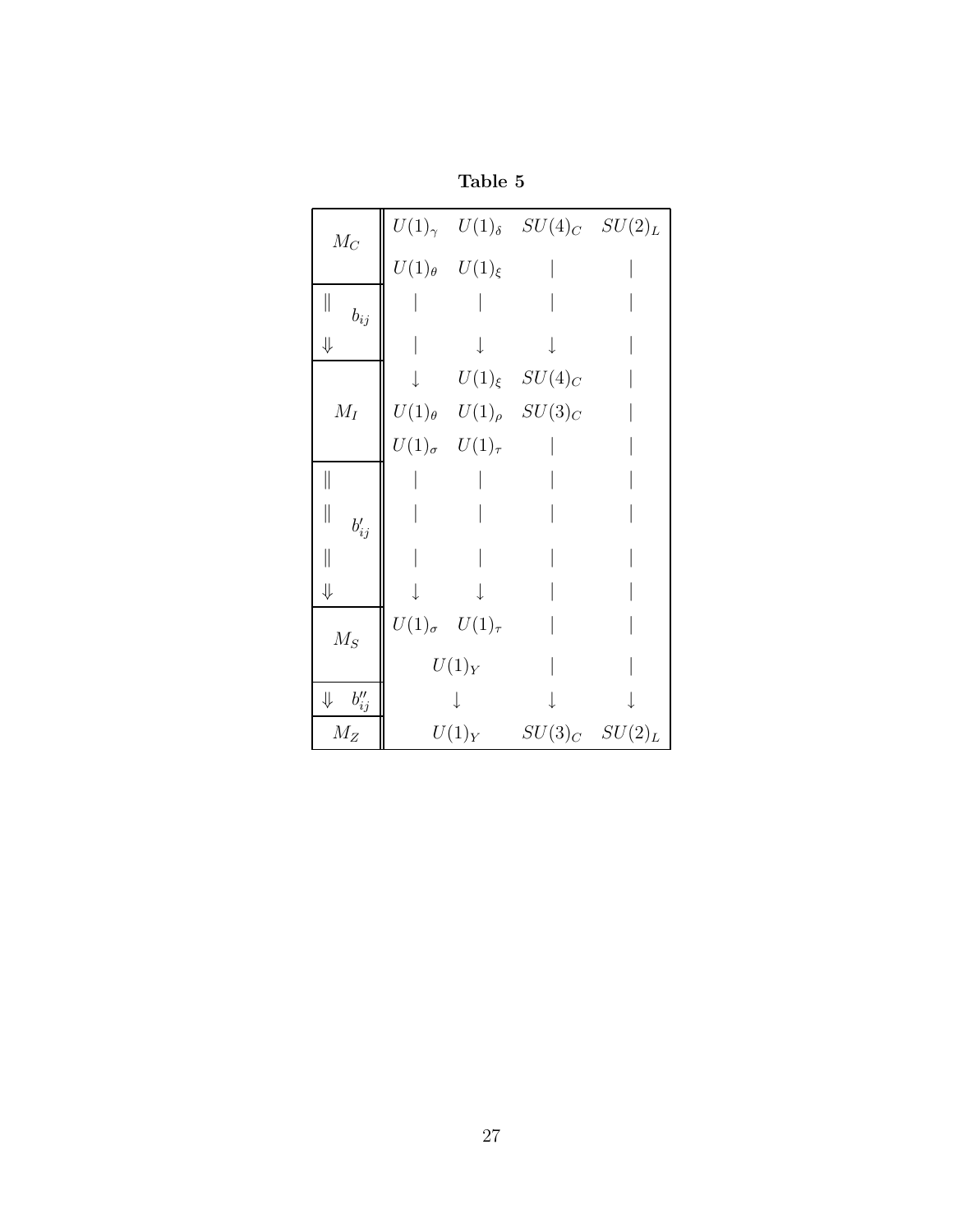**Table 5**

| | | | | |
|---|---|---|---|---|
| $M_C$ | $U(1)_\gamma$ | $U(1)_\delta$ | $SU(4)_C$ | $SU(2)_L$ |
| | $U(1)_\theta$ | $U(1)_\xi$ | $\vert$ | $\vert$ |
| $\Vert$ $b_{ij}$ | $\vert$ | $\vert$ | $\vert$ | $\vert$ |
| $\Downarrow$ | $\vert$ | $\downarrow$ | $\downarrow$ | $\vert$ |
| | $\downarrow$ | $U(1)_\xi$ | $SU(4)_C$ | $\vert$ |
| $M_I$ | $U(1)_\theta$ | $U(1)_\rho$ | $SU(3)_C$ | $\vert$ |
| | $U(1)_\sigma$ | $U(1)_\tau$ | $\vert$ | $\vert$ |
| $\Vert$ | $\vert$ | $\vert$ | $\vert$ | $\vert$ |
| $\Vert$ $b'_{ij}$ | $\vert$ | $\vert$ | $\vert$ | $\vert$ |
| $\Vert$ | $\vert$ | $\vert$ | $\vert$ | $\vert$ |
| $\Downarrow$ | $\downarrow$ | $\downarrow$ | $\vert$ | $\vert$ |
| $M_S$ | $U(1)_\sigma$ | $U(1)_\tau$ | $\vert$ | $\vert$ |
| | $U(1)_Y$ | | $\vert$ | $\vert$ |
| $\Downarrow$ $b''_{ij}$ | $\downarrow$ | | $\downarrow$ | $\downarrow$ |
| $M_Z$ | $U(1)_Y$ | | $SU(3)_C$ | $SU(2)_L$ |